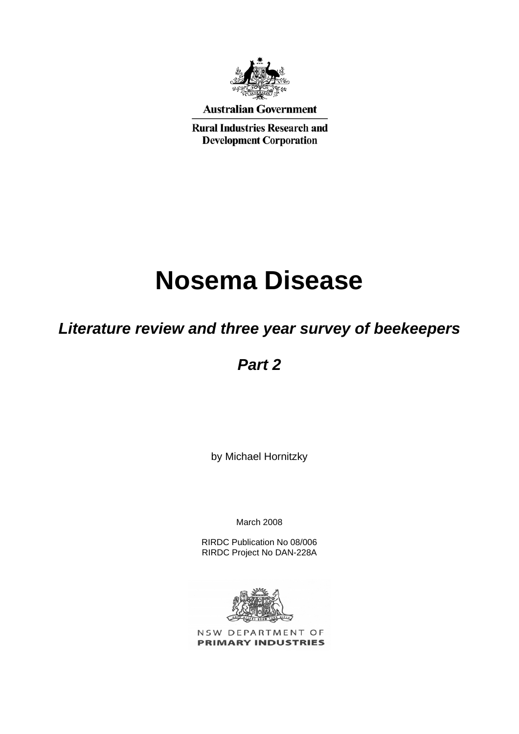Australian Government

Rural Industries Research and Development Corporation

# Nosema Disease

## *Literature review and three year survey of beekeepers*

## *Part 2*

by Michael Hornitzky

March 2008

RIRDC Publication No 08/006
RIRDC Project No DAN-228A

NSW DEPARTMENT OF
**PRIMARY INDUSTRIES**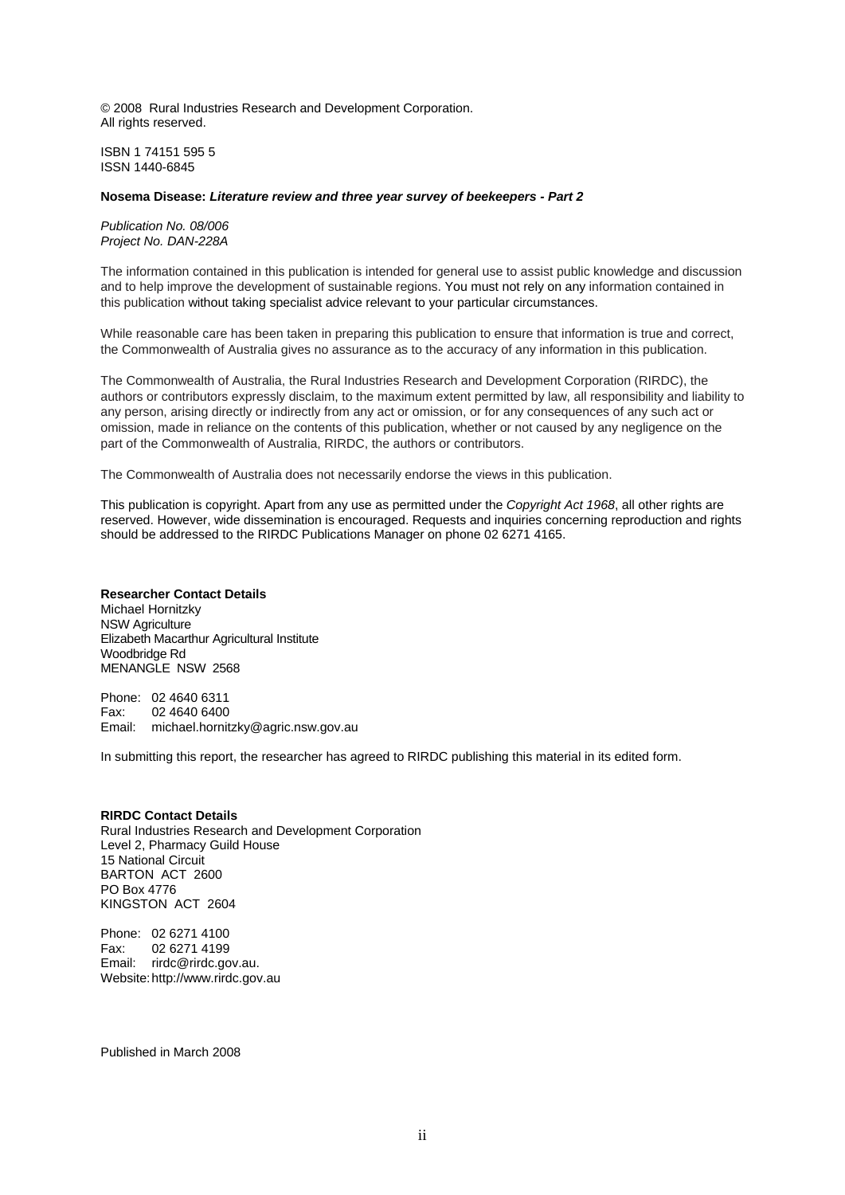© 2008 Rural Industries Research and Development Corporation.
All rights reserved.

ISBN 1 74151 595 5
ISSN 1440-6845

**Nosema Disease:** ***Literature review and three year survey of beekeepers - Part 2***

*Publication No. 08/006*
*Project No. DAN-228A*

The information contained in this publication is intended for general use to assist public knowledge and discussion and to help improve the development of sustainable regions. You must not rely on any information contained in this publication without taking specialist advice relevant to your particular circumstances.

While reasonable care has been taken in preparing this publication to ensure that information is true and correct, the Commonwealth of Australia gives no assurance as to the accuracy of any information in this publication.

The Commonwealth of Australia, the Rural Industries Research and Development Corporation (RIRDC), the authors or contributors expressly disclaim, to the maximum extent permitted by law, all responsibility and liability to any person, arising directly or indirectly from any act or omission, or for any consequences of any such act or omission, made in reliance on the contents of this publication, whether or not caused by any negligence on the part of the Commonwealth of Australia, RIRDC, the authors or contributors.

The Commonwealth of Australia does not necessarily endorse the views in this publication.

This publication is copyright. Apart from any use as permitted under the *Copyright Act 1968*, all other rights are reserved. However, wide dissemination is encouraged. Requests and inquiries concerning reproduction and rights should be addressed to the RIRDC Publications Manager on phone 02 6271 4165.

**Researcher Contact Details**
Michael Hornitzky
NSW Agriculture
Elizabeth Macarthur Agricultural Institute
Woodbridge Rd
MENANGLE NSW 2568

Phone: 02 4640 6311
Fax: 02 4640 6400
Email: michael.hornitzky@agric.nsw.gov.au

In submitting this report, the researcher has agreed to RIRDC publishing this material in its edited form.

**RIRDC Contact Details**
Rural Industries Research and Development Corporation
Level 2, Pharmacy Guild House
15 National Circuit
BARTON ACT 2600
PO Box 4776
KINGSTON ACT 2604

Phone: 02 6271 4100
Fax: 02 6271 4199
Email: rirdc@rirdc.gov.au.
Website: http://www.rirdc.gov.au

Published in March 2008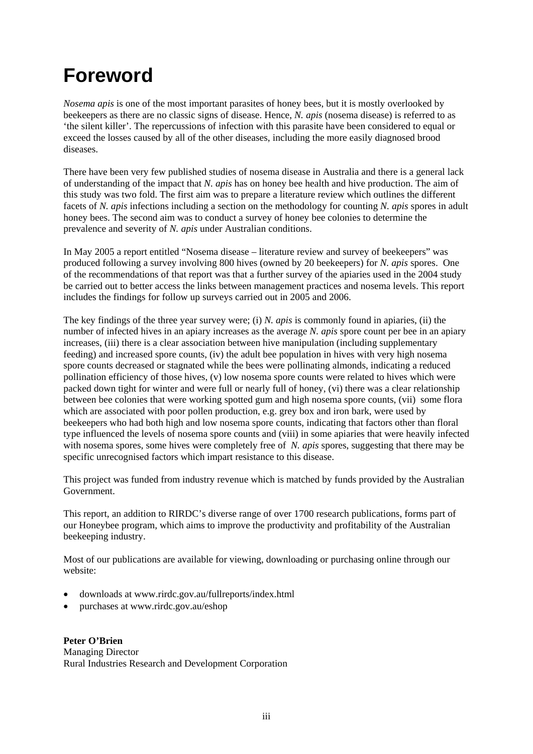# Foreword

*Nosema apis* is one of the most important parasites of honey bees, but it is mostly overlooked by beekeepers as there are no classic signs of disease. Hence, *N. apis* (nosema disease) is referred to as 'the silent killer'. The repercussions of infection with this parasite have been considered to equal or exceed the losses caused by all of the other diseases, including the more easily diagnosed brood diseases.

There have been very few published studies of nosema disease in Australia and there is a general lack of understanding of the impact that *N. apis* has on honey bee health and hive production. The aim of this study was two fold. The first aim was to prepare a literature review which outlines the different facets of *N. apis* infections including a section on the methodology for counting *N. apis* spores in adult honey bees. The second aim was to conduct a survey of honey bee colonies to determine the prevalence and severity of *N. apis* under Australian conditions.

In May 2005 a report entitled "Nosema disease – literature review and survey of beekeepers" was produced following a survey involving 800 hives (owned by 20 beekeepers) for *N. apis* spores. One of the recommendations of that report was that a further survey of the apiaries used in the 2004 study be carried out to better access the links between management practices and nosema levels. This report includes the findings for follow up surveys carried out in 2005 and 2006.

The key findings of the three year survey were; (i) *N. apis* is commonly found in apiaries, (ii) the number of infected hives in an apiary increases as the average *N. apis* spore count per bee in an apiary increases, (iii) there is a clear association between hive manipulation (including supplementary feeding) and increased spore counts, (iv) the adult bee population in hives with very high nosema spore counts decreased or stagnated while the bees were pollinating almonds, indicating a reduced pollination efficiency of those hives, (v) low nosema spore counts were related to hives which were packed down tight for winter and were full or nearly full of honey, (vi) there was a clear relationship between bee colonies that were working spotted gum and high nosema spore counts, (vii) some flora which are associated with poor pollen production, e.g. grey box and iron bark, were used by beekeepers who had both high and low nosema spore counts, indicating that factors other than floral type influenced the levels of nosema spore counts and (viii) in some apiaries that were heavily infected with nosema spores, some hives were completely free of *N. apis* spores, suggesting that there may be specific unrecognised factors which impart resistance to this disease.

This project was funded from industry revenue which is matched by funds provided by the Australian Government.

This report, an addition to RIRDC's diverse range of over 1700 research publications, forms part of our Honeybee program, which aims to improve the productivity and profitability of the Australian beekeeping industry.

Most of our publications are available for viewing, downloading or purchasing online through our website:

- downloads at www.rirdc.gov.au/fullreports/index.html
- purchases at www.rirdc.gov.au/eshop

**Peter O'Brien**
Managing Director
Rural Industries Research and Development Corporation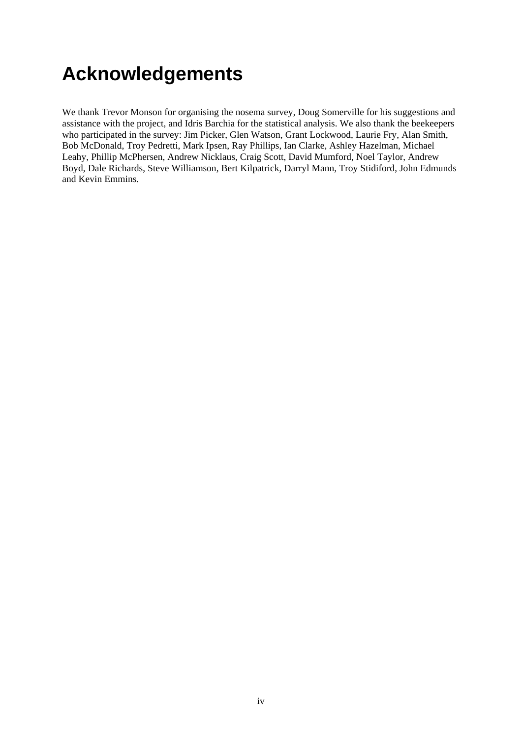# Acknowledgements

We thank Trevor Monson for organising the nosema survey, Doug Somerville for his suggestions and assistance with the project, and Idris Barchia for the statistical analysis. We also thank the beekeepers who participated in the survey: Jim Picker, Glen Watson, Grant Lockwood, Laurie Fry, Alan Smith, Bob McDonald, Troy Pedretti, Mark Ipsen, Ray Phillips, Ian Clarke, Ashley Hazelman, Michael Leahy, Phillip McPhersen, Andrew Nicklaus, Craig Scott, David Mumford, Noel Taylor, Andrew Boyd, Dale Richards, Steve Williamson, Bert Kilpatrick, Darryl Mann, Troy Stidiford, John Edmunds and Kevin Emmins.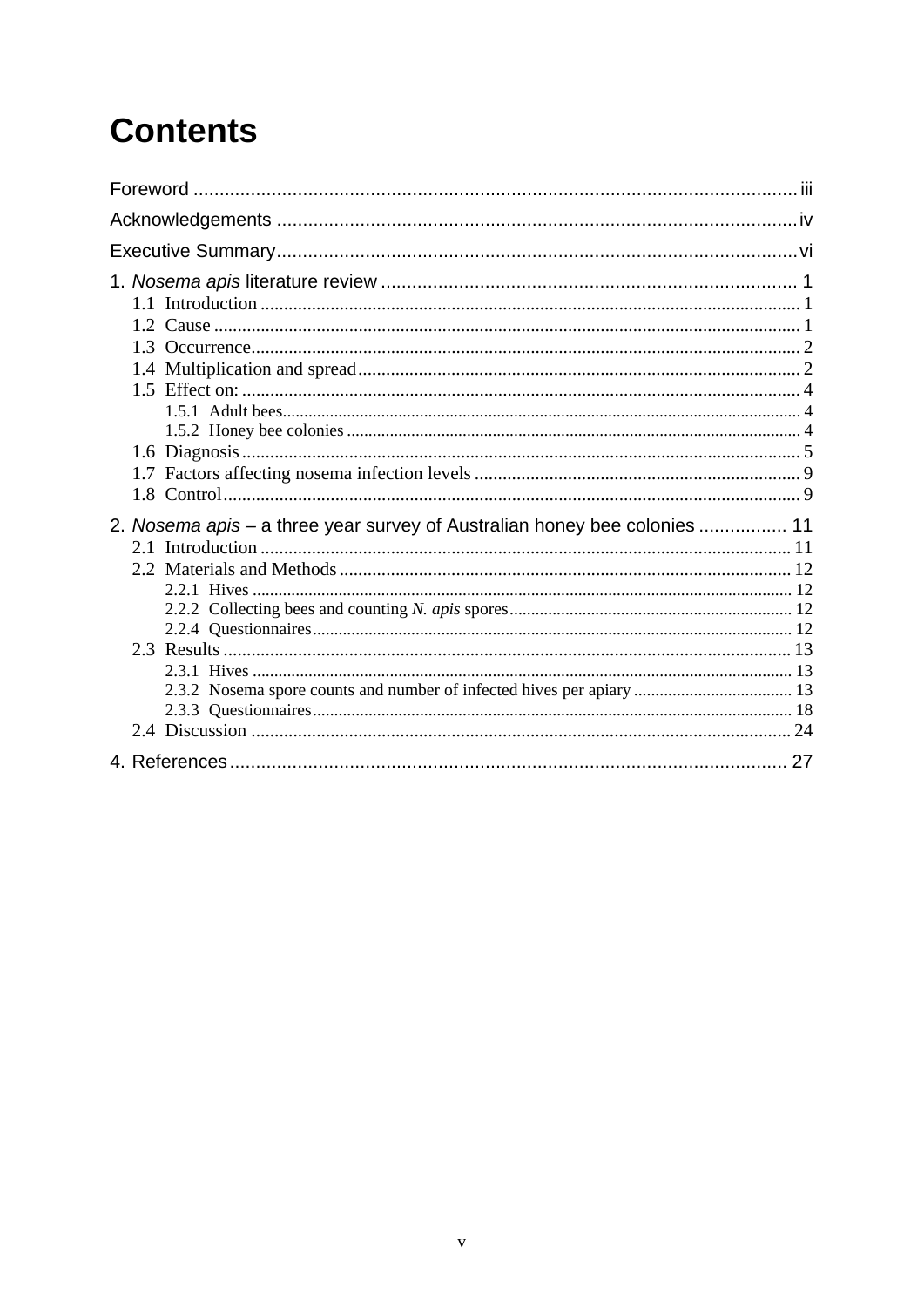# Contents

Foreword ..................................................................................................................... iii

Acknowledgements ...................................................................................................... iv

Executive Summary ..................................................................................................... vi

1. *Nosema apis* literature review ................................................................................ 1
   - 1.1 Introduction ....................................................................................................... 1
   - 1.2 Cause ................................................................................................................ 1
   - 1.3 Occurrence ........................................................................................................ 2
   - 1.4 Multiplication and spread .................................................................................. 2
   - 1.5 Effect on: ........................................................................................................... 4
     - 1.5.1 Adult bees ................................................................................................... 4
     - 1.5.2 Honey bee colonies ..................................................................................... 4
   - 1.6 Diagnosis ........................................................................................................... 5
   - 1.7 Factors affecting nosema infection levels ......................................................... 9
   - 1.8 Control ............................................................................................................... 9

2. *Nosema apis* – a three year survey of Australian honey bee colonies ................. 11
   - 2.1 Introduction ...................................................................................................... 11
   - 2.2 Materials and Methods ..................................................................................... 12
     - 2.2.1 Hives .......................................................................................................... 12
     - 2.2.2 Collecting bees and counting *N. apis* spores ............................................. 12
     - 2.2.4 Questionnaires ............................................................................................ 12
   - 2.3 Results ............................................................................................................. 13
     - 2.3.1 Hives .......................................................................................................... 13
     - 2.3.2 Nosema spore counts and number of infected hives per apiary ................. 13
     - 2.3.3 Questionnaires ............................................................................................ 18
   - 2.4 Discussion ....................................................................................................... 24

4. References ............................................................................................................. 27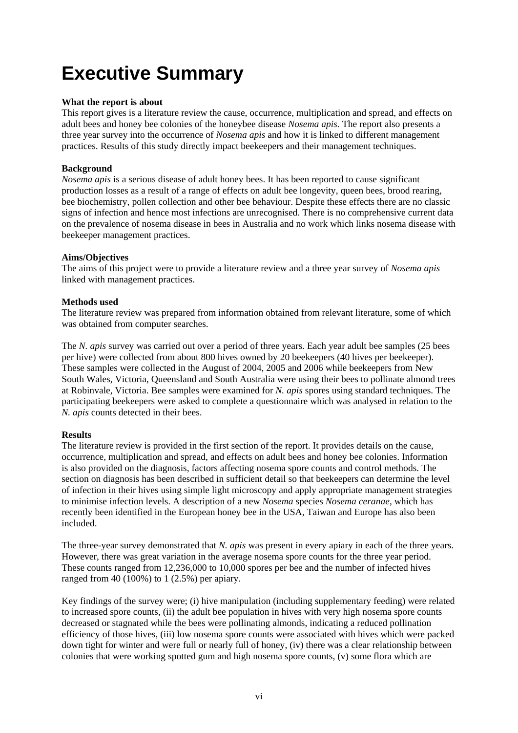# Executive Summary

**What the report is about**
This report gives is a literature review the cause, occurrence, multiplication and spread, and effects on adult bees and honey bee colonies of the honeybee disease *Nosema apis.* The report also presents a three year survey into the occurrence of *Nosema apis* and how it is linked to different management practices. Results of this study directly impact beekeepers and their management techniques.

**Background**
*Nosema apis* is a serious disease of adult honey bees. It has been reported to cause significant production losses as a result of a range of effects on adult bee longevity, queen bees, brood rearing, bee biochemistry, pollen collection and other bee behaviour. Despite these effects there are no classic signs of infection and hence most infections are unrecognised. There is no comprehensive current data on the prevalence of nosema disease in bees in Australia and no work which links nosema disease with beekeeper management practices.

**Aims/Objectives**
The aims of this project were to provide a literature review and a three year survey of *Nosema apis* linked with management practices.

**Methods used**
The literature review was prepared from information obtained from relevant literature, some of which was obtained from computer searches.

The *N. apis* survey was carried out over a period of three years. Each year adult bee samples (25 bees per hive) were collected from about 800 hives owned by 20 beekeepers (40 hives per beekeeper). These samples were collected in the August of 2004, 2005 and 2006 while beekeepers from New South Wales, Victoria, Queensland and South Australia were using their bees to pollinate almond trees at Robinvale, Victoria. Bee samples were examined for *N. apis* spores using standard techniques. The participating beekeepers were asked to complete a questionnaire which was analysed in relation to the *N. apis* counts detected in their bees.

**Results**
The literature review is provided in the first section of the report. It provides details on the cause, occurrence, multiplication and spread, and effects on adult bees and honey bee colonies. Information is also provided on the diagnosis, factors affecting nosema spore counts and control methods. The section on diagnosis has been described in sufficient detail so that beekeepers can determine the level of infection in their hives using simple light microscopy and apply appropriate management strategies to minimise infection levels. A description of a new *Nosema* species *Nosema ceranae,* which has recently been identified in the European honey bee in the USA, Taiwan and Europe has also been included.

The three-year survey demonstrated that *N. apis* was present in every apiary in each of the three years. However, there was great variation in the average nosema spore counts for the three year period. These counts ranged from 12,236,000 to 10,000 spores per bee and the number of infected hives ranged from 40 (100%) to 1 (2.5%) per apiary.

Key findings of the survey were; (i) hive manipulation (including supplementary feeding) were related to increased spore counts, (ii) the adult bee population in hives with very high nosema spore counts decreased or stagnated while the bees were pollinating almonds, indicating a reduced pollination efficiency of those hives, (iii) low nosema spore counts were associated with hives which were packed down tight for winter and were full or nearly full of honey, (iv) there was a clear relationship between colonies that were working spotted gum and high nosema spore counts, (v) some flora which are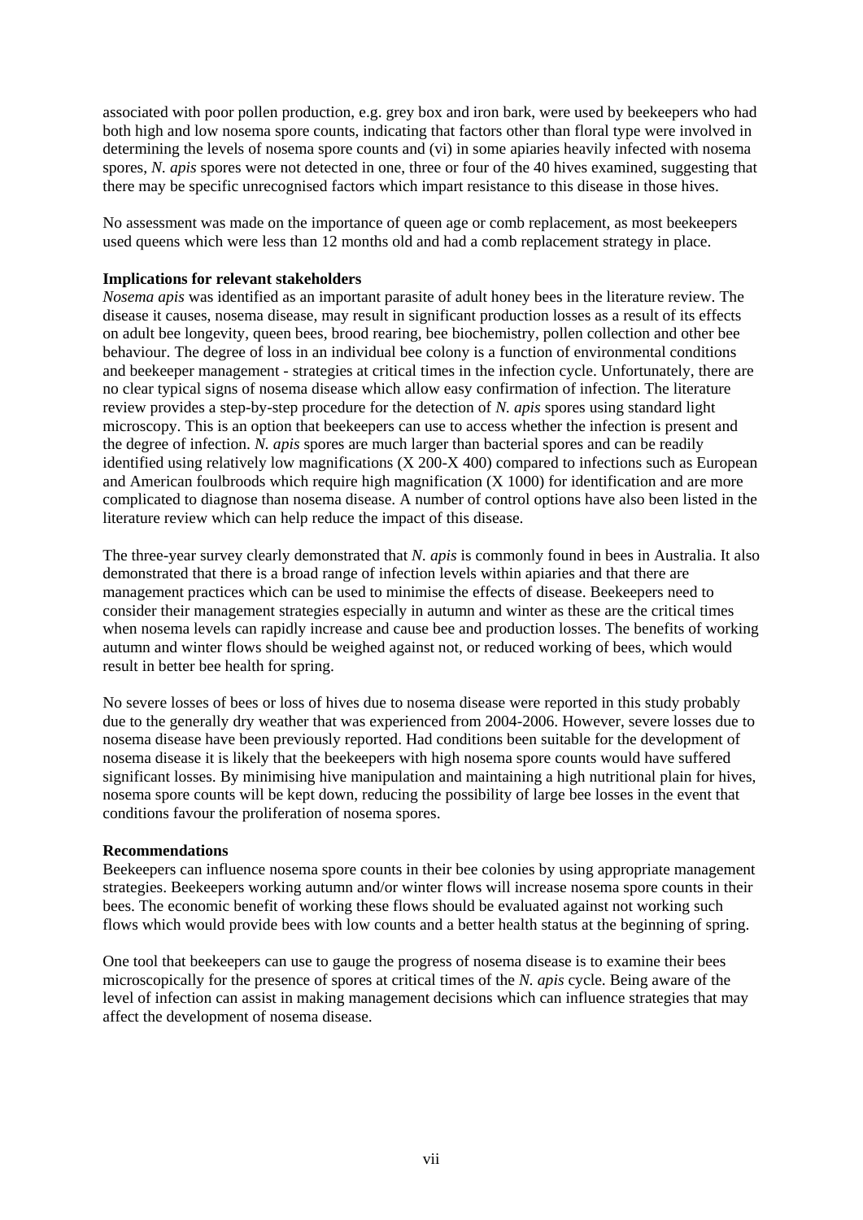associated with poor pollen production, e.g. grey box and iron bark, were used by beekeepers who had both high and low nosema spore counts, indicating that factors other than floral type were involved in determining the levels of nosema spore counts and (vi) in some apiaries heavily infected with nosema spores, *N. apis* spores were not detected in one, three or four of the 40 hives examined, suggesting that there may be specific unrecognised factors which impart resistance to this disease in those hives.

No assessment was made on the importance of queen age or comb replacement, as most beekeepers used queens which were less than 12 months old and had a comb replacement strategy in place.

**Implications for relevant stakeholders**

*Nosema apis* was identified as an important parasite of adult honey bees in the literature review. The disease it causes, nosema disease, may result in significant production losses as a result of its effects on adult bee longevity, queen bees, brood rearing, bee biochemistry, pollen collection and other bee behaviour. The degree of loss in an individual bee colony is a function of environmental conditions and beekeeper management - strategies at critical times in the infection cycle. Unfortunately, there are no clear typical signs of nosema disease which allow easy confirmation of infection. The literature review provides a step-by-step procedure for the detection of *N. apis* spores using standard light microscopy. This is an option that beekeepers can use to access whether the infection is present and the degree of infection. *N. apis* spores are much larger than bacterial spores and can be readily identified using relatively low magnifications (X 200-X 400) compared to infections such as European and American foulbroods which require high magnification (X 1000) for identification and are more complicated to diagnose than nosema disease. A number of control options have also been listed in the literature review which can help reduce the impact of this disease.

The three-year survey clearly demonstrated that *N. apis* is commonly found in bees in Australia. It also demonstrated that there is a broad range of infection levels within apiaries and that there are management practices which can be used to minimise the effects of disease. Beekeepers need to consider their management strategies especially in autumn and winter as these are the critical times when nosema levels can rapidly increase and cause bee and production losses. The benefits of working autumn and winter flows should be weighed against not, or reduced working of bees, which would result in better bee health for spring.

No severe losses of bees or loss of hives due to nosema disease were reported in this study probably due to the generally dry weather that was experienced from 2004-2006. However, severe losses due to nosema disease have been previously reported. Had conditions been suitable for the development of nosema disease it is likely that the beekeepers with high nosema spore counts would have suffered significant losses. By minimising hive manipulation and maintaining a high nutritional plain for hives, nosema spore counts will be kept down, reducing the possibility of large bee losses in the event that conditions favour the proliferation of nosema spores.

**Recommendations**

Beekeepers can influence nosema spore counts in their bee colonies by using appropriate management strategies. Beekeepers working autumn and/or winter flows will increase nosema spore counts in their bees. The economic benefit of working these flows should be evaluated against not working such flows which would provide bees with low counts and a better health status at the beginning of spring.

One tool that beekeepers can use to gauge the progress of nosema disease is to examine their bees microscopically for the presence of spores at critical times of the *N. apis* cycle. Being aware of the level of infection can assist in making management decisions which can influence strategies that may affect the development of nosema disease.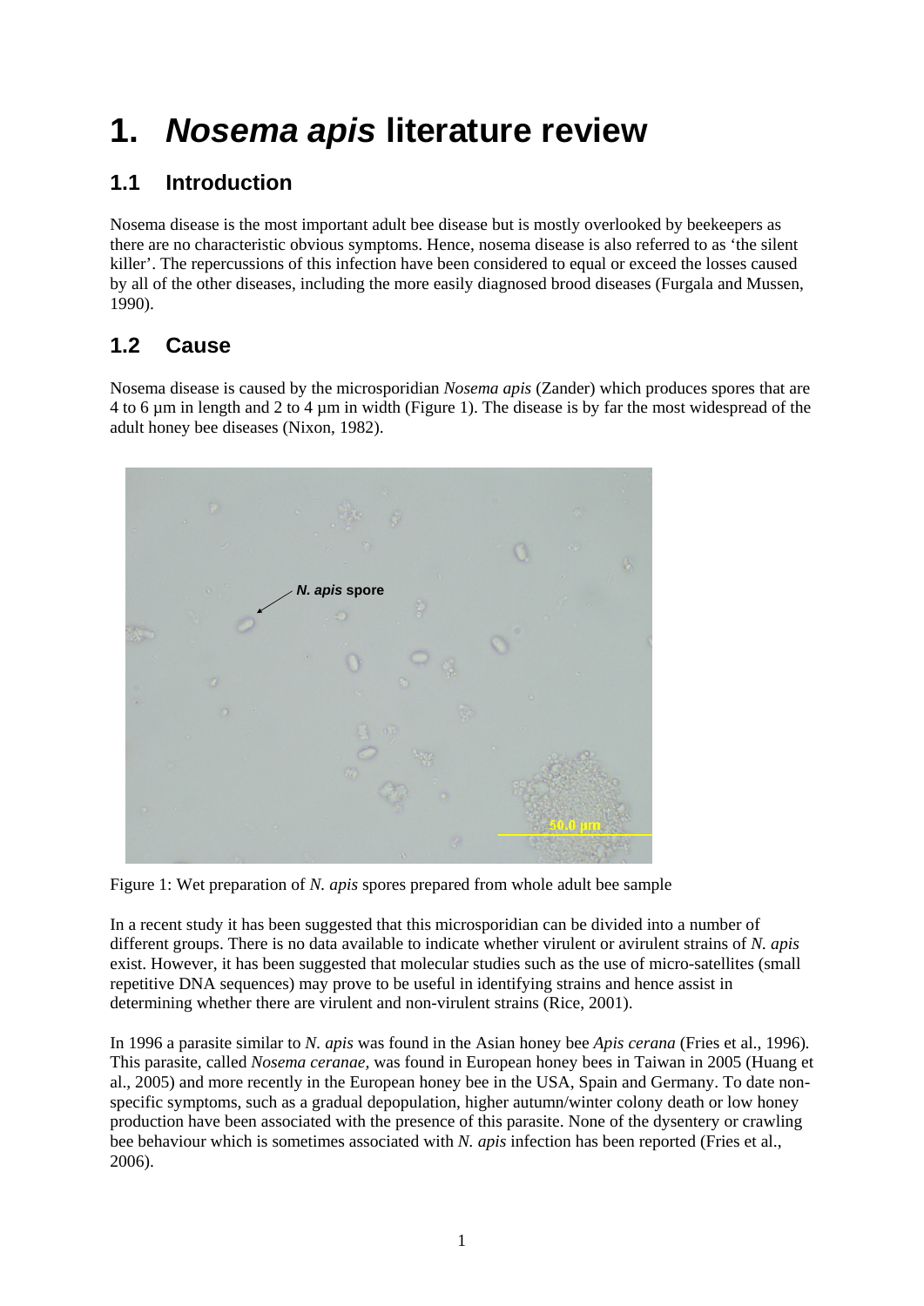# 1. *Nosema apis* literature review

## 1.1 Introduction

Nosema disease is the most important adult bee disease but is mostly overlooked by beekeepers as there are no characteristic obvious symptoms. Hence, nosema disease is also referred to as 'the silent killer'. The repercussions of this infection have been considered to equal or exceed the losses caused by all of the other diseases, including the more easily diagnosed brood diseases (Furgala and Mussen, 1990).

## 1.2 Cause

Nosema disease is caused by the microsporidian *Nosema apis* (Zander) which produces spores that are 4 to 6 µm in length and 2 to 4 µm in width (Figure 1). The disease is by far the most widespread of the adult honey bee diseases (Nixon, 1982).

Figure 1: Wet preparation of *N. apis* spores prepared from whole adult bee sample

In a recent study it has been suggested that this microsporidian can be divided into a number of different groups. There is no data available to indicate whether virulent or avirulent strains of *N. apis* exist. However, it has been suggested that molecular studies such as the use of micro-satellites (small repetitive DNA sequences) may prove to be useful in identifying strains and hence assist in determining whether there are virulent and non-virulent strains (Rice, 2001).

In 1996 a parasite similar to *N. apis* was found in the Asian honey bee *Apis cerana* (Fries et al., 1996). This parasite, called *Nosema ceranae*, was found in European honey bees in Taiwan in 2005 (Huang et al., 2005) and more recently in the European honey bee in the USA, Spain and Germany. To date non-specific symptoms, such as a gradual depopulation, higher autumn/winter colony death or low honey production have been associated with the presence of this parasite. None of the dysentery or crawling bee behaviour which is sometimes associated with *N. apis* infection has been reported (Fries et al., 2006).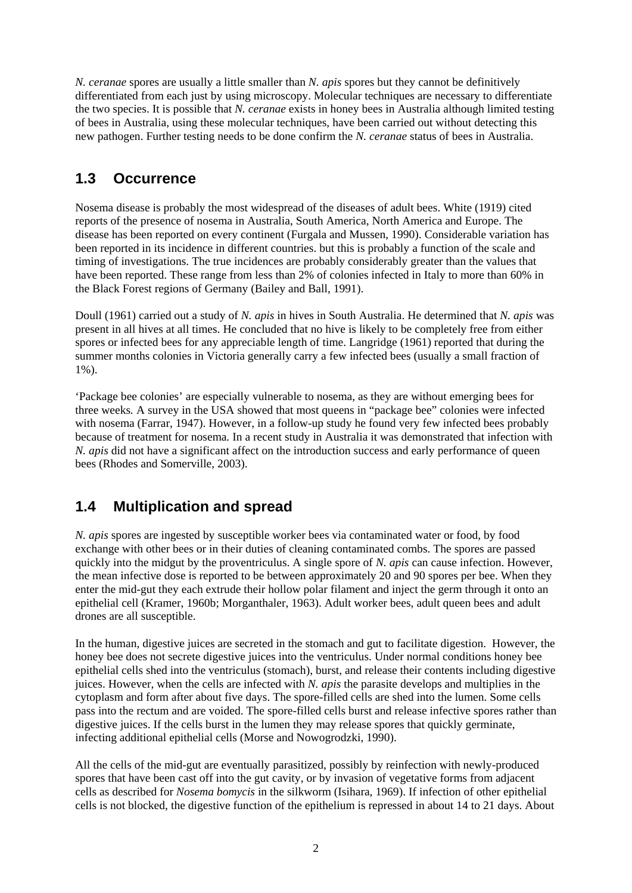*N. ceranae* spores are usually a little smaller than *N. apis* spores but they cannot be definitively differentiated from each just by using microscopy. Molecular techniques are necessary to differentiate the two species. It is possible that *N. ceranae* exists in honey bees in Australia although limited testing of bees in Australia, using these molecular techniques, have been carried out without detecting this new pathogen. Further testing needs to be done confirm the *N. ceranae* status of bees in Australia.

## 1.3 Occurrence

Nosema disease is probably the most widespread of the diseases of adult bees. White (1919) cited reports of the presence of nosema in Australia, South America, North America and Europe. The disease has been reported on every continent (Furgala and Mussen, 1990). Considerable variation has been reported in its incidence in different countries. but this is probably a function of the scale and timing of investigations. The true incidences are probably considerably greater than the values that have been reported. These range from less than 2% of colonies infected in Italy to more than 60% in the Black Forest regions of Germany (Bailey and Ball, 1991).

Doull (1961) carried out a study of *N. apis* in hives in South Australia. He determined that *N. apis* was present in all hives at all times. He concluded that no hive is likely to be completely free from either spores or infected bees for any appreciable length of time. Langridge (1961) reported that during the summer months colonies in Victoria generally carry a few infected bees (usually a small fraction of 1%).

'Package bee colonies' are especially vulnerable to nosema, as they are without emerging bees for three weeks*.* A survey in the USA showed that most queens in "package bee" colonies were infected with nosema (Farrar, 1947). However, in a follow-up study he found very few infected bees probably because of treatment for nosema*.* In a recent study in Australia it was demonstrated that infection with *N. apis* did not have a significant affect on the introduction success and early performance of queen bees (Rhodes and Somerville, 2003).

## 1.4 Multiplication and spread

*N. apis* spores are ingested by susceptible worker bees via contaminated water or food, by food exchange with other bees or in their duties of cleaning contaminated combs. The spores are passed quickly into the midgut by the proventriculus. A single spore of *N. apis* can cause infection. However, the mean infective dose is reported to be between approximately 20 and 90 spores per bee. When they enter the mid-gut they each extrude their hollow polar filament and inject the germ through it onto an epithelial cell (Kramer, 1960b; Morganthaler, 1963). Adult worker bees, adult queen bees and adult drones are all susceptible.

In the human, digestive juices are secreted in the stomach and gut to facilitate digestion. However, the honey bee does not secrete digestive juices into the ventriculus. Under normal conditions honey bee epithelial cells shed into the ventriculus (stomach), burst, and release their contents including digestive juices. However, when the cells are infected with *N. apis* the parasite develops and multiplies in the cytoplasm and form after about five days. The spore-filled cells are shed into the lumen. Some cells pass into the rectum and are voided. The spore-filled cells burst and release infective spores rather than digestive juices. If the cells burst in the lumen they may release spores that quickly germinate, infecting additional epithelial cells (Morse and Nowogrodzki, 1990).

All the cells of the mid-gut are eventually parasitized, possibly by reinfection with newly-produced spores that have been cast off into the gut cavity, or by invasion of vegetative forms from adjacent cells as described for *Nosema bomycis* in the silkworm (Isihara, 1969). If infection of other epithelial cells is not blocked, the digestive function of the epithelium is repressed in about 14 to 21 days. About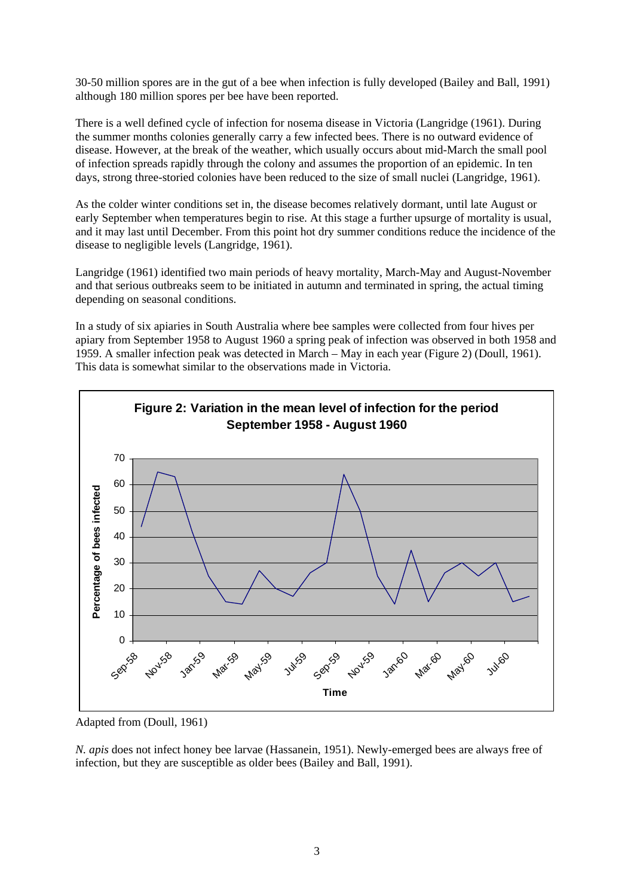30-50 million spores are in the gut of a bee when infection is fully developed (Bailey and Ball, 1991) although 180 million spores per bee have been reported.

There is a well defined cycle of infection for nosema disease in Victoria (Langridge (1961). During the summer months colonies generally carry a few infected bees. There is no outward evidence of disease. However, at the break of the weather, which usually occurs about mid-March the small pool of infection spreads rapidly through the colony and assumes the proportion of an epidemic. In ten days, strong three-storied colonies have been reduced to the size of small nuclei (Langridge, 1961).

As the colder winter conditions set in, the disease becomes relatively dormant, until late August or early September when temperatures begin to rise. At this stage a further upsurge of mortality is usual, and it may last until December. From this point hot dry summer conditions reduce the incidence of the disease to negligible levels (Langridge, 1961).

Langridge (1961) identified two main periods of heavy mortality, March-May and August-November and that serious outbreaks seem to be initiated in autumn and terminated in spring, the actual timing depending on seasonal conditions.

In a study of six apiaries in South Australia where bee samples were collected from four hives per apiary from September 1958 to August 1960 a spring peak of infection was observed in both 1958 and 1959. A smaller infection peak was detected in March – May in each year (Figure 2) (Doull, 1961). This data is somewhat similar to the observations made in Victoria.

**Figure 2: Variation in the mean level of infection for the period September 1958 - August 1960**

Adapted from (Doull, 1961)

*N. apis* does not infect honey bee larvae (Hassanein, 1951). Newly-emerged bees are always free of infection, but they are susceptible as older bees (Bailey and Ball, 1991).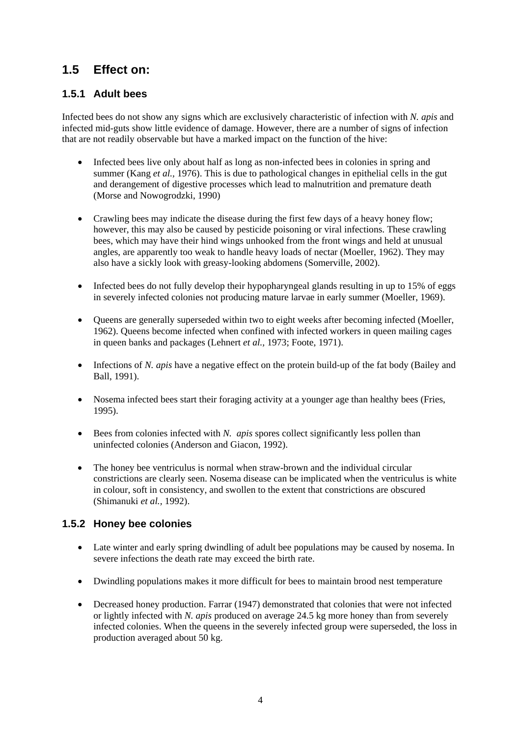## 1.5 Effect on:

### 1.5.1 Adult bees

Infected bees do not show any signs which are exclusively characteristic of infection with *N. apis* and infected mid-guts show little evidence of damage. However, there are a number of signs of infection that are not readily observable but have a marked impact on the function of the hive:

- Infected bees live only about half as long as non-infected bees in colonies in spring and summer (Kang *et al.,* 1976). This is due to pathological changes in epithelial cells in the gut and derangement of digestive processes which lead to malnutrition and premature death (Morse and Nowogrodzki, 1990)

- Crawling bees may indicate the disease during the first few days of a heavy honey flow; however, this may also be caused by pesticide poisoning or viral infections. These crawling bees, which may have their hind wings unhooked from the front wings and held at unusual angles, are apparently too weak to handle heavy loads of nectar (Moeller, 1962). They may also have a sickly look with greasy-looking abdomens (Somerville, 2002).

- Infected bees do not fully develop their hypopharyngeal glands resulting in up to 15% of eggs in severely infected colonies not producing mature larvae in early summer (Moeller, 1969).

- Queens are generally superseded within two to eight weeks after becoming infected (Moeller, 1962). Queens become infected when confined with infected workers in queen mailing cages in queen banks and packages (Lehnert *et al.,* 1973; Foote, 1971).

- Infections of *N. apis* have a negative effect on the protein build-up of the fat body (Bailey and Ball, 1991).

- Nosema infected bees start their foraging activity at a younger age than healthy bees (Fries, 1995).

- Bees from colonies infected with *N. apis* spores collect significantly less pollen than uninfected colonies (Anderson and Giacon, 1992).

- The honey bee ventriculus is normal when straw-brown and the individual circular constrictions are clearly seen. Nosema disease can be implicated when the ventriculus is white in colour, soft in consistency, and swollen to the extent that constrictions are obscured (Shimanuki *et al.,* 1992).

### 1.5.2 Honey bee colonies

- Late winter and early spring dwindling of adult bee populations may be caused by nosema. In severe infections the death rate may exceed the birth rate.

- Dwindling populations makes it more difficult for bees to maintain brood nest temperature

- Decreased honey production. Farrar (1947) demonstrated that colonies that were not infected or lightly infected with *N. apis* produced on average 24.5 kg more honey than from severely infected colonies. When the queens in the severely infected group were superseded, the loss in production averaged about 50 kg.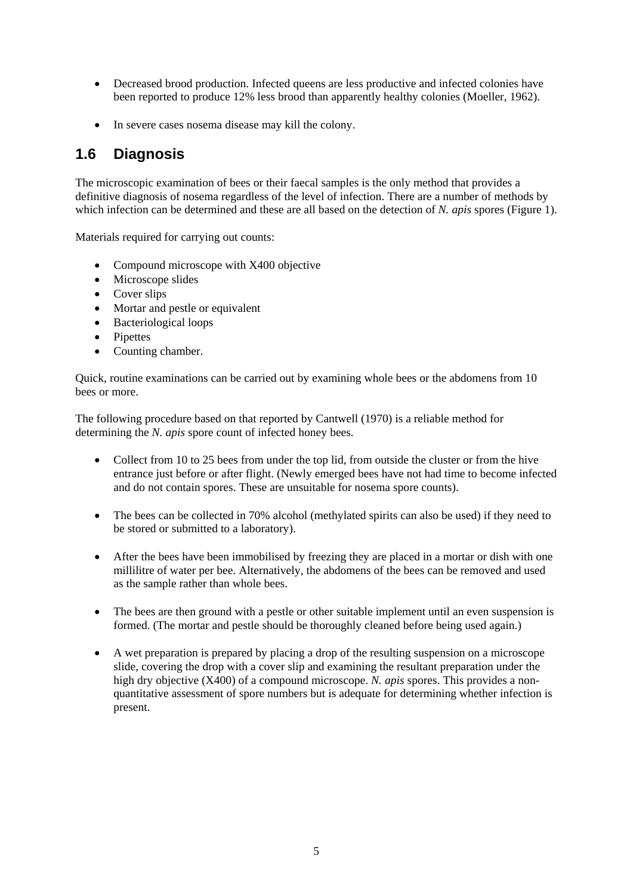- Decreased brood production. Infected queens are less productive and infected colonies have been reported to produce 12% less brood than apparently healthy colonies (Moeller, 1962).
- In severe cases nosema disease may kill the colony.

## 1.6 Diagnosis

The microscopic examination of bees or their faecal samples is the only method that provides a definitive diagnosis of nosema regardless of the level of infection. There are a number of methods by which infection can be determined and these are all based on the detection of *N. apis* spores (Figure 1).

Materials required for carrying out counts:

- Compound microscope with X400 objective
- Microscope slides
- Cover slips
- Mortar and pestle or equivalent
- Bacteriological loops
- Pipettes
- Counting chamber.

Quick, routine examinations can be carried out by examining whole bees or the abdomens from 10 bees or more.

The following procedure based on that reported by Cantwell (1970) is a reliable method for determining the *N. apis* spore count of infected honey bees.

- Collect from 10 to 25 bees from under the top lid, from outside the cluster or from the hive entrance just before or after flight. (Newly emerged bees have not had time to become infected and do not contain spores. These are unsuitable for nosema spore counts).
- The bees can be collected in 70% alcohol (methylated spirits can also be used) if they need to be stored or submitted to a laboratory).
- After the bees have been immobilised by freezing they are placed in a mortar or dish with one millilitre of water per bee. Alternatively, the abdomens of the bees can be removed and used as the sample rather than whole bees.
- The bees are then ground with a pestle or other suitable implement until an even suspension is formed. (The mortar and pestle should be thoroughly cleaned before being used again.)
- A wet preparation is prepared by placing a drop of the resulting suspension on a microscope slide, covering the drop with a cover slip and examining the resultant preparation under the high dry objective (X400) of a compound microscope. *N. apis* spores. This provides a non-quantitative assessment of spore numbers but is adequate for determining whether infection is present.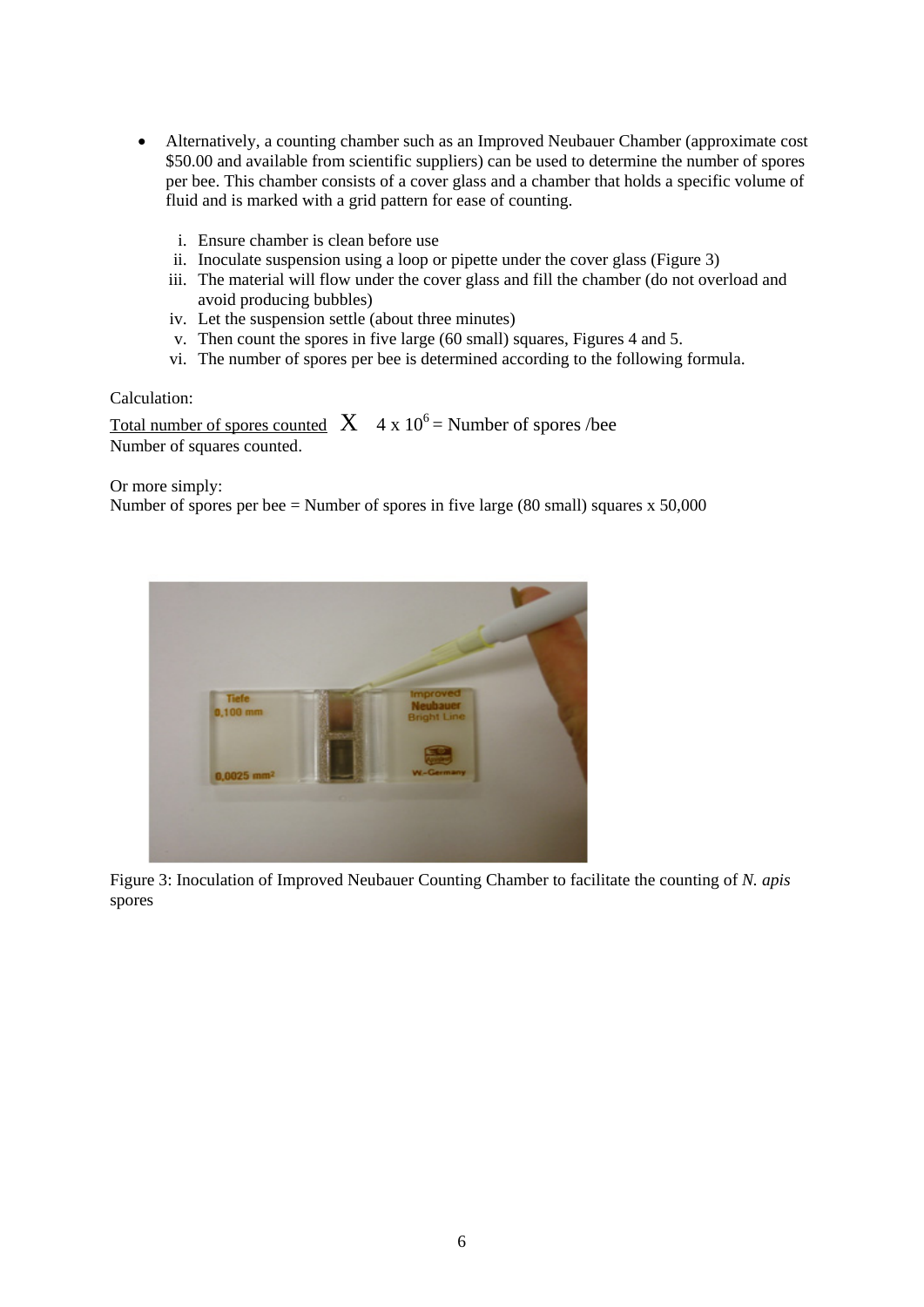- Alternatively, a counting chamber such as an Improved Neubauer Chamber (approximate cost $50.00 and available from scientific suppliers) can be used to determine the number of spores per bee. This chamber consists of a cover glass and a chamber that holds a specific volume of fluid and is marked with a grid pattern for ease of counting.

  i. Ensure chamber is clean before use
  ii. Inoculate suspension using a loop or pipette under the cover glass (Figure 3)
  iii. The material will flow under the cover glass and fill the chamber (do not overload and avoid producing bubbles)
  iv. Let the suspension settle (about three minutes)
  v. Then count the spores in five large (60 small) squares, Figures 4 and 5.
  vi. The number of spores per bee is determined according to the following formula.

Calculation:

$$\frac{\text{Total number of spores counted}}{\text{Number of squares counted.}} \times 4 \times 10^{6} = \text{Number of spores /bee}$$

Or more simply:
Number of spores per bee = Number of spores in five large (80 small) squares x 50,000

Figure 3: Inoculation of Improved Neubauer Counting Chamber to facilitate the counting of *N. apis* spores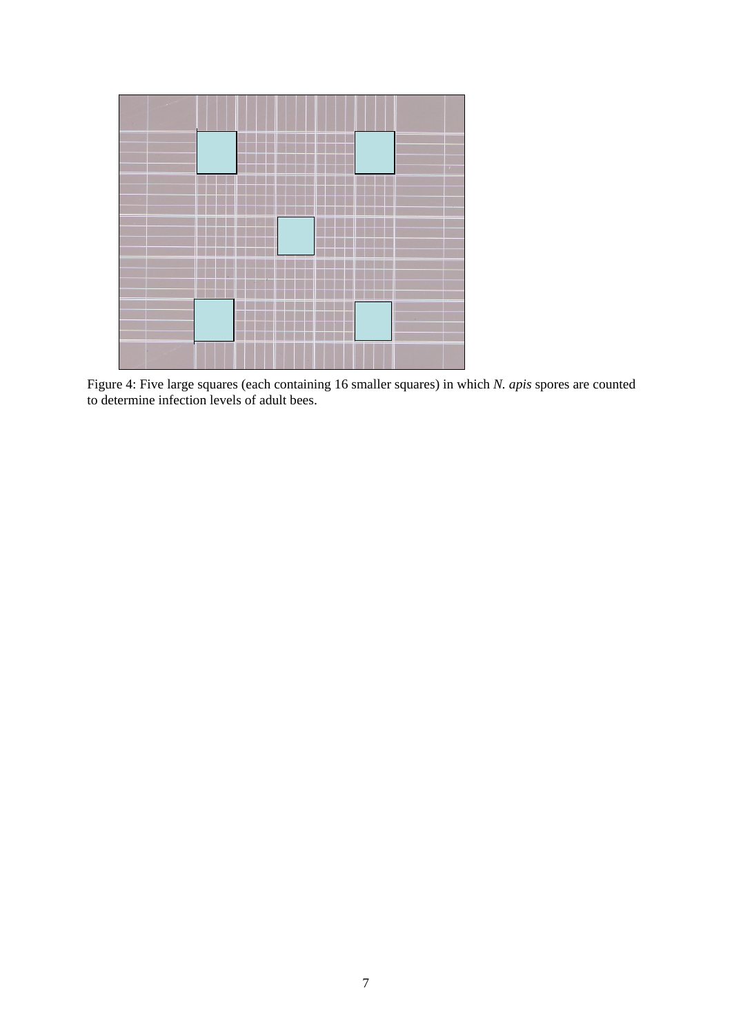Figure 4: Five large squares (each containing 16 smaller squares) in which *N. apis* spores are counted to determine infection levels of adult bees.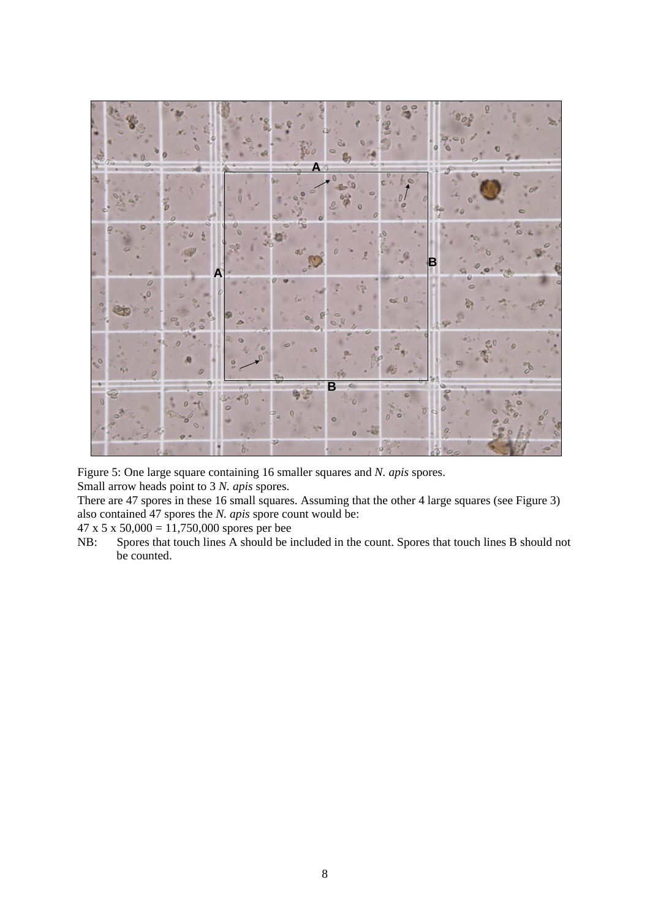Figure 5: One large square containing 16 smaller squares and *N. apis* spores.
Small arrow heads point to 3 *N. apis* spores.
There are 47 spores in these 16 small squares. Assuming that the other 4 large squares (see Figure 3) also contained 47 spores the *N. apis* spore count would be:
47 x 5 x 50,000 = 11,750,000 spores per bee

NB: Spores that touch lines A should be included in the count. Spores that touch lines B should not be counted.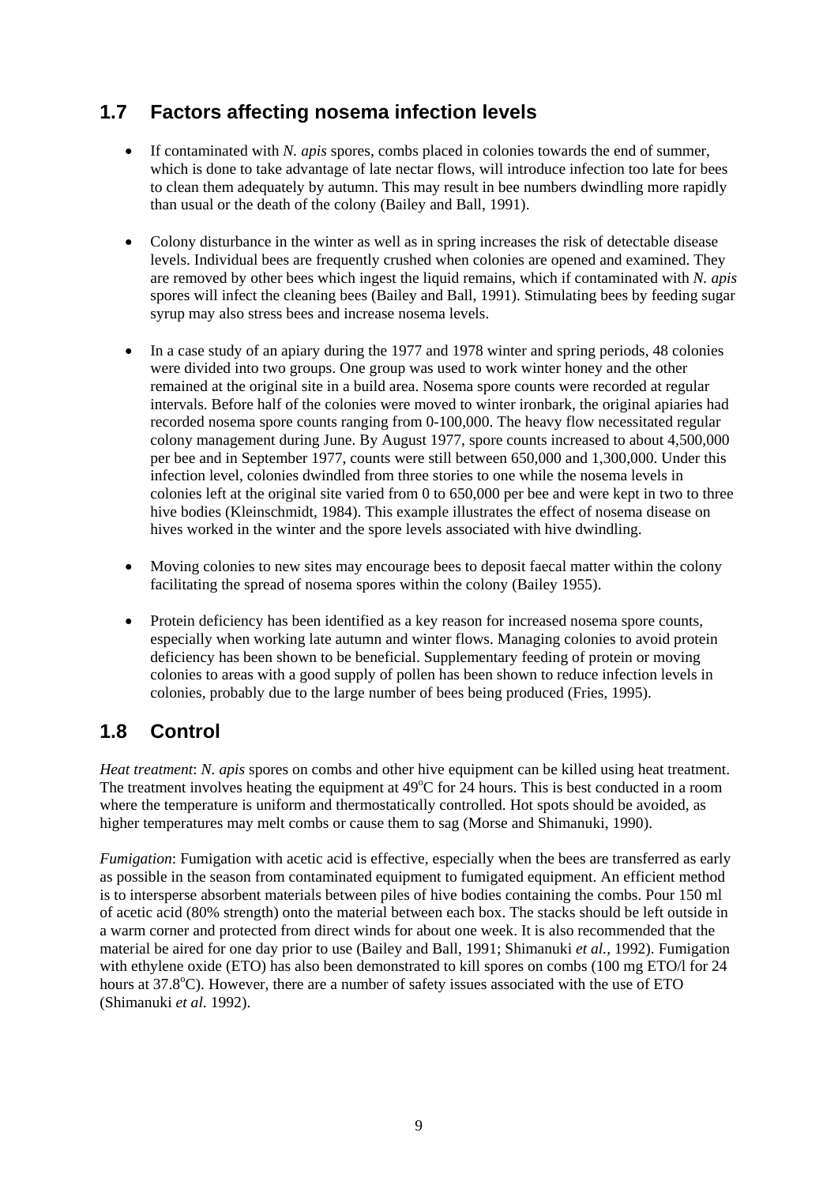## 1.7 Factors affecting nosema infection levels

- If contaminated with *N. apis* spores, combs placed in colonies towards the end of summer, which is done to take advantage of late nectar flows, will introduce infection too late for bees to clean them adequately by autumn. This may result in bee numbers dwindling more rapidly than usual or the death of the colony (Bailey and Ball, 1991).

- Colony disturbance in the winter as well as in spring increases the risk of detectable disease levels. Individual bees are frequently crushed when colonies are opened and examined. They are removed by other bees which ingest the liquid remains, which if contaminated with *N. apis* spores will infect the cleaning bees (Bailey and Ball, 1991). Stimulating bees by feeding sugar syrup may also stress bees and increase nosema levels.

- In a case study of an apiary during the 1977 and 1978 winter and spring periods, 48 colonies were divided into two groups. One group was used to work winter honey and the other remained at the original site in a build area. Nosema spore counts were recorded at regular intervals. Before half of the colonies were moved to winter ironbark, the original apiaries had recorded nosema spore counts ranging from 0-100,000. The heavy flow necessitated regular colony management during June. By August 1977, spore counts increased to about 4,500,000 per bee and in September 1977, counts were still between 650,000 and 1,300,000. Under this infection level, colonies dwindled from three stories to one while the nosema levels in colonies left at the original site varied from 0 to 650,000 per bee and were kept in two to three hive bodies (Kleinschmidt, 1984). This example illustrates the effect of nosema disease on hives worked in the winter and the spore levels associated with hive dwindling.

- Moving colonies to new sites may encourage bees to deposit faecal matter within the colony facilitating the spread of nosema spores within the colony (Bailey 1955).

- Protein deficiency has been identified as a key reason for increased nosema spore counts, especially when working late autumn and winter flows. Managing colonies to avoid protein deficiency has been shown to be beneficial. Supplementary feeding of protein or moving colonies to areas with a good supply of pollen has been shown to reduce infection levels in colonies, probably due to the large number of bees being produced (Fries, 1995).

## 1.8 Control

*Heat treatment*: *N. apis* spores on combs and other hive equipment can be killed using heat treatment. The treatment involves heating the equipment at 49°C for 24 hours. This is best conducted in a room where the temperature is uniform and thermostatically controlled. Hot spots should be avoided, as higher temperatures may melt combs or cause them to sag (Morse and Shimanuki, 1990).

*Fumigation*: Fumigation with acetic acid is effective, especially when the bees are transferred as early as possible in the season from contaminated equipment to fumigated equipment. An efficient method is to intersperse absorbent materials between piles of hive bodies containing the combs. Pour 150 ml of acetic acid (80% strength) onto the material between each box. The stacks should be left outside in a warm corner and protected from direct winds for about one week. It is also recommended that the material be aired for one day prior to use (Bailey and Ball, 1991; Shimanuki *et al.*, 1992). Fumigation with ethylene oxide (ETO) has also been demonstrated to kill spores on combs (100 mg ETO/l for 24 hours at 37.8°C). However, there are a number of safety issues associated with the use of ETO (Shimanuki *et al.* 1992).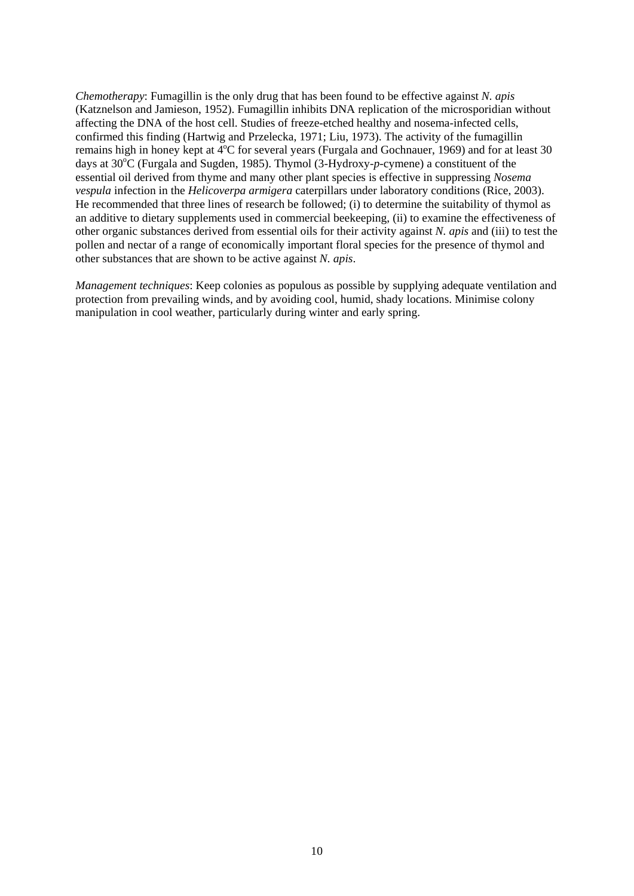*Chemotherapy*: Fumagillin is the only drug that has been found to be effective against *N. apis* (Katznelson and Jamieson, 1952). Fumagillin inhibits DNA replication of the microsporidian without affecting the DNA of the host cell. Studies of freeze-etched healthy and nosema-infected cells, confirmed this finding (Hartwig and Przelecka, 1971; Liu, 1973). The activity of the fumagillin remains high in honey kept at 4°C for several years (Furgala and Gochnauer, 1969) and for at least 30 days at 30°C (Furgala and Sugden, 1985). Thymol (3-Hydroxy-*p*-cymene) a constituent of the essential oil derived from thyme and many other plant species is effective in suppressing *Nosema vespula* infection in the *Helicoverpa armigera* caterpillars under laboratory conditions (Rice, 2003). He recommended that three lines of research be followed; (i) to determine the suitability of thymol as an additive to dietary supplements used in commercial beekeeping, (ii) to examine the effectiveness of other organic substances derived from essential oils for their activity against *N. apis* and (iii) to test the pollen and nectar of a range of economically important floral species for the presence of thymol and other substances that are shown to be active against *N. apis*.

*Management techniques*: Keep colonies as populous as possible by supplying adequate ventilation and protection from prevailing winds, and by avoiding cool, humid, shady locations. Minimise colony manipulation in cool weather, particularly during winter and early spring.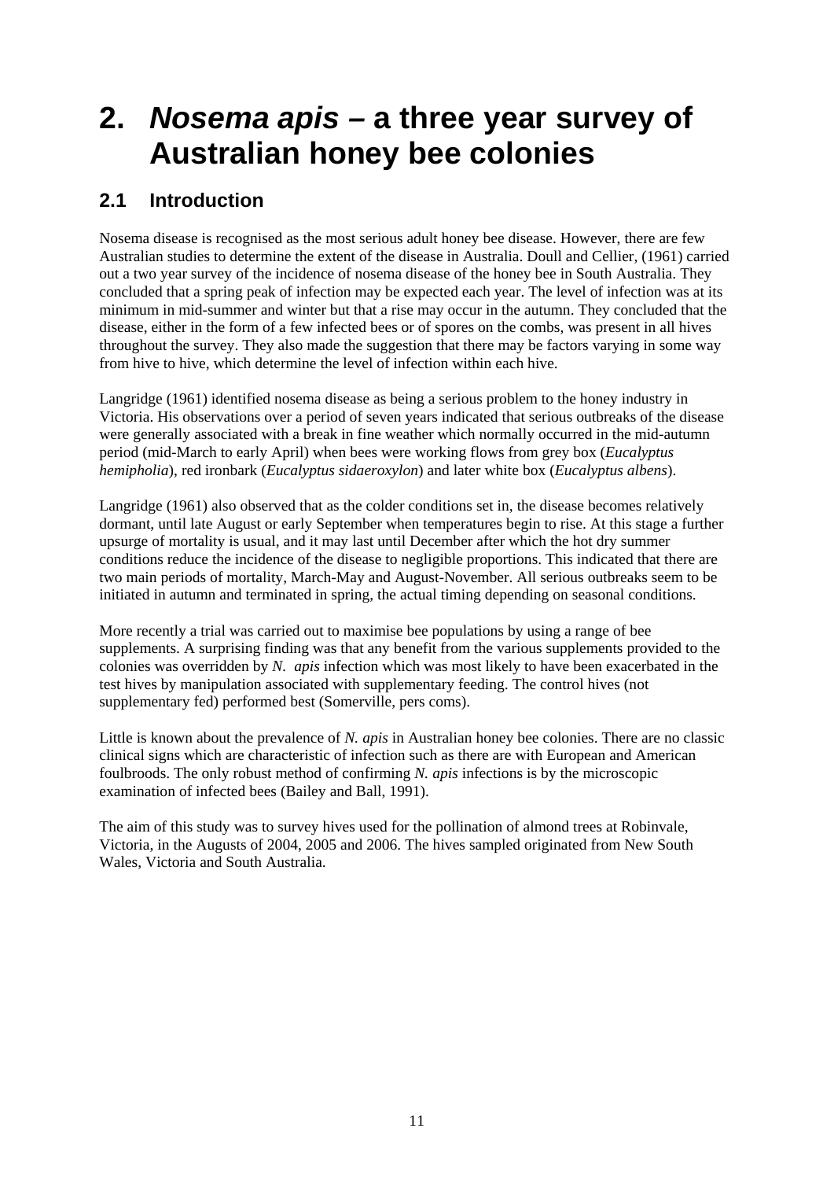# 2. *Nosema apis* – a three year survey of Australian honey bee colonies

## 2.1 Introduction

Nosema disease is recognised as the most serious adult honey bee disease. However, there are few Australian studies to determine the extent of the disease in Australia. Doull and Cellier, (1961) carried out a two year survey of the incidence of nosema disease of the honey bee in South Australia. They concluded that a spring peak of infection may be expected each year. The level of infection was at its minimum in mid-summer and winter but that a rise may occur in the autumn. They concluded that the disease, either in the form of a few infected bees or of spores on the combs, was present in all hives throughout the survey. They also made the suggestion that there may be factors varying in some way from hive to hive, which determine the level of infection within each hive.

Langridge (1961) identified nosema disease as being a serious problem to the honey industry in Victoria. His observations over a period of seven years indicated that serious outbreaks of the disease were generally associated with a break in fine weather which normally occurred in the mid-autumn period (mid-March to early April) when bees were working flows from grey box (*Eucalyptus hemipholia*), red ironbark (*Eucalyptus sidaeroxylon*) and later white box (*Eucalyptus albens*).

Langridge (1961) also observed that as the colder conditions set in, the disease becomes relatively dormant, until late August or early September when temperatures begin to rise. At this stage a further upsurge of mortality is usual, and it may last until December after which the hot dry summer conditions reduce the incidence of the disease to negligible proportions. This indicated that there are two main periods of mortality, March-May and August-November. All serious outbreaks seem to be initiated in autumn and terminated in spring, the actual timing depending on seasonal conditions.

More recently a trial was carried out to maximise bee populations by using a range of bee supplements. A surprising finding was that any benefit from the various supplements provided to the colonies was overridden by *N. apis* infection which was most likely to have been exacerbated in the test hives by manipulation associated with supplementary feeding. The control hives (not supplementary fed) performed best (Somerville, pers coms).

Little is known about the prevalence of *N. apis* in Australian honey bee colonies. There are no classic clinical signs which are characteristic of infection such as there are with European and American foulbroods. The only robust method of confirming *N. apis* infections is by the microscopic examination of infected bees (Bailey and Ball, 1991).

The aim of this study was to survey hives used for the pollination of almond trees at Robinvale, Victoria, in the Augusts of 2004, 2005 and 2006. The hives sampled originated from New South Wales, Victoria and South Australia.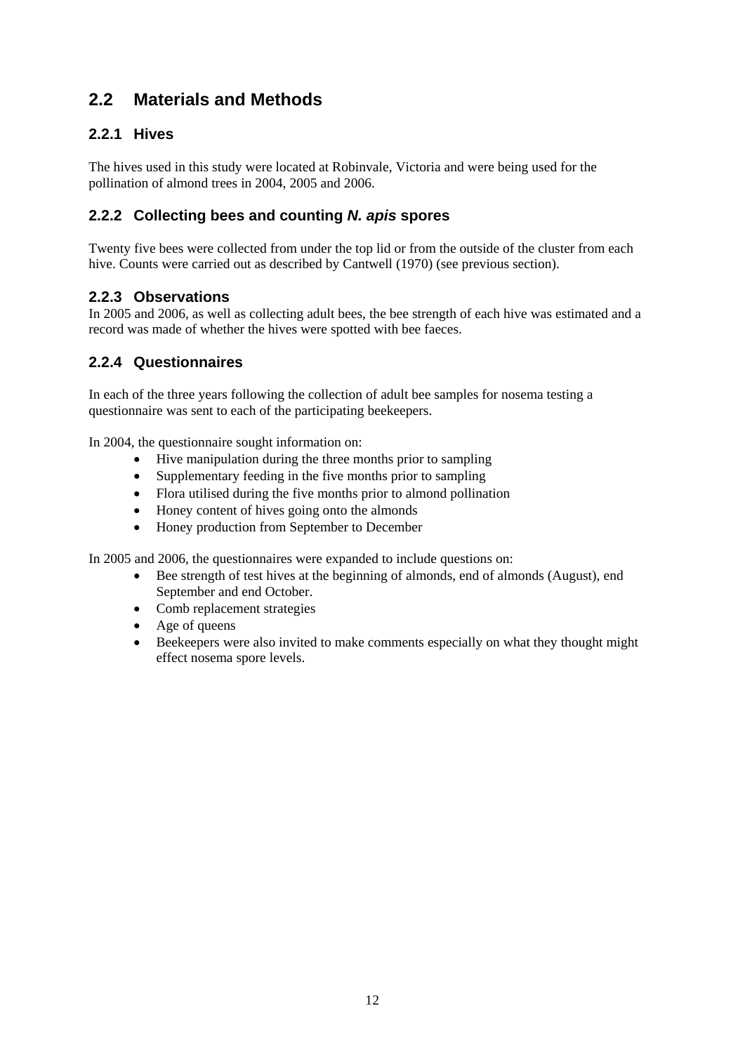## 2.2 Materials and Methods

### 2.2.1 Hives

The hives used in this study were located at Robinvale, Victoria and were being used for the pollination of almond trees in 2004, 2005 and 2006.

### 2.2.2 Collecting bees and counting *N. apis* spores

Twenty five bees were collected from under the top lid or from the outside of the cluster from each hive. Counts were carried out as described by Cantwell (1970) (see previous section).

### 2.2.3 Observations

In 2005 and 2006, as well as collecting adult bees, the bee strength of each hive was estimated and a record was made of whether the hives were spotted with bee faeces.

### 2.2.4 Questionnaires

In each of the three years following the collection of adult bee samples for nosema testing a questionnaire was sent to each of the participating beekeepers.

In 2004, the questionnaire sought information on:

- Hive manipulation during the three months prior to sampling
- Supplementary feeding in the five months prior to sampling
- Flora utilised during the five months prior to almond pollination
- Honey content of hives going onto the almonds
- Honey production from September to December

In 2005 and 2006, the questionnaires were expanded to include questions on:

- Bee strength of test hives at the beginning of almonds, end of almonds (August), end September and end October.
- Comb replacement strategies
- Age of queens
- Beekeepers were also invited to make comments especially on what they thought might effect nosema spore levels.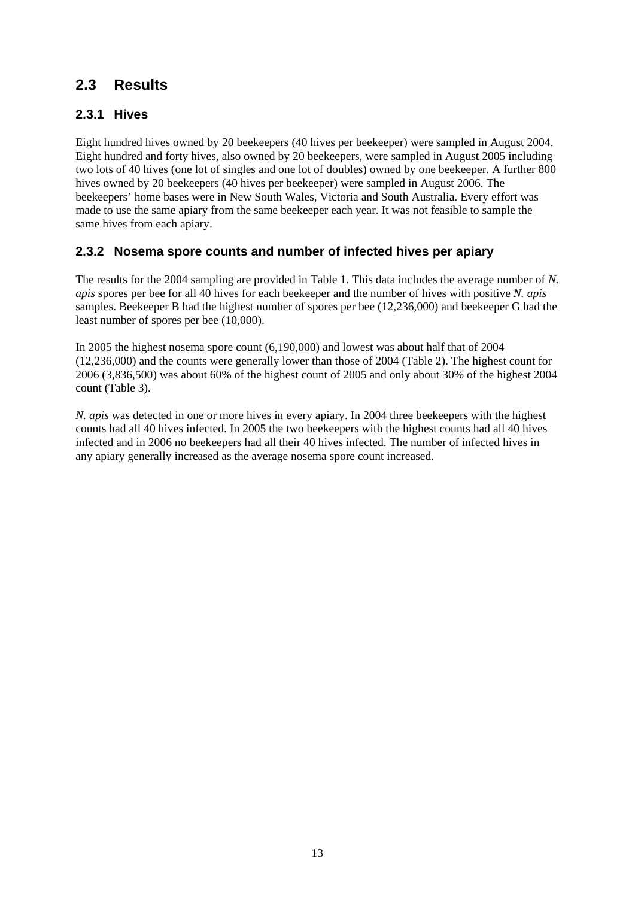## 2.3 Results

### 2.3.1 Hives

Eight hundred hives owned by 20 beekeepers (40 hives per beekeeper) were sampled in August 2004. Eight hundred and forty hives, also owned by 20 beekeepers, were sampled in August 2005 including two lots of 40 hives (one lot of singles and one lot of doubles) owned by one beekeeper. A further 800 hives owned by 20 beekeepers (40 hives per beekeeper) were sampled in August 2006. The beekeepers' home bases were in New South Wales, Victoria and South Australia. Every effort was made to use the same apiary from the same beekeeper each year. It was not feasible to sample the same hives from each apiary.

### 2.3.2 Nosema spore counts and number of infected hives per apiary

The results for the 2004 sampling are provided in Table 1. This data includes the average number of *N. apis* spores per bee for all 40 hives for each beekeeper and the number of hives with positive *N. apis* samples. Beekeeper B had the highest number of spores per bee (12,236,000) and beekeeper G had the least number of spores per bee (10,000).

In 2005 the highest nosema spore count (6,190,000) and lowest was about half that of 2004 (12,236,000) and the counts were generally lower than those of 2004 (Table 2). The highest count for 2006 (3,836,500) was about 60% of the highest count of 2005 and only about 30% of the highest 2004 count (Table 3).

*N. apis* was detected in one or more hives in every apiary. In 2004 three beekeepers with the highest counts had all 40 hives infected. In 2005 the two beekeepers with the highest counts had all 40 hives infected and in 2006 no beekeepers had all their 40 hives infected. The number of infected hives in any apiary generally increased as the average nosema spore count increased.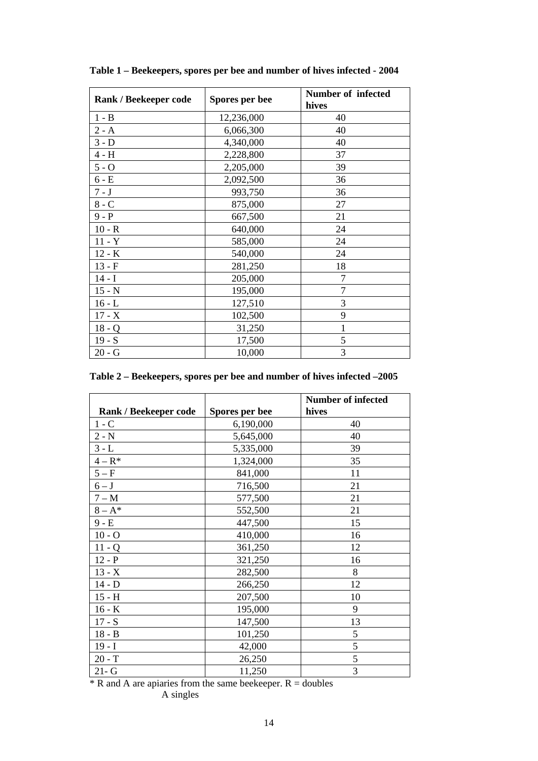**Table 1 – Beekeepers, spores per bee and number of hives infected - 2004**

| Rank / Beekeeper code | Spores per bee | Number of infected hives |
|---|---|---|
| 1 - B | 12,236,000 | 40 |
| 2 - A | 6,066,300 | 40 |
| 3 - D | 4,340,000 | 40 |
| 4 - H | 2,228,800 | 37 |
| 5 - O | 2,205,000 | 39 |
| 6 - E | 2,092,500 | 36 |
| 7 - J | 993,750 | 36 |
| 8 - C | 875,000 | 27 |
| 9 - P | 667,500 | 21 |
| 10 - R | 640,000 | 24 |
| 11 - Y | 585,000 | 24 |
| 12 - K | 540,000 | 24 |
| 13 - F | 281,250 | 18 |
| 14 - I | 205,000 | 7 |
| 15 - N | 195,000 | 7 |
| 16 - L | 127,510 | 3 |
| 17 - X | 102,500 | 9 |
| 18 - Q | 31,250 | 1 |
| 19 - S | 17,500 | 5 |
| 20 - G | 10,000 | 3 |

**Table 2 – Beekeepers, spores per bee and number of hives infected –2005**

| Rank / Beekeeper code | Spores per bee | Number of infected hives |
|---|---|---|
| 1 - C | 6,190,000 | 40 |
| 2 - N | 5,645,000 | 40 |
| 3 - L | 5,335,000 | 39 |
| 4 – R* | 1,324,000 | 35 |
| 5 – F | 841,000 | 11 |
| 6 – J | 716,500 | 21 |
| 7 – M | 577,500 | 21 |
| 8 – A* | 552,500 | 21 |
| 9 - E | 447,500 | 15 |
| 10 - O | 410,000 | 16 |
| 11 - Q | 361,250 | 12 |
| 12 - P | 321,250 | 16 |
| 13 - X | 282,500 | 8 |
| 14 - D | 266,250 | 12 |
| 15 - H | 207,500 | 10 |
| 16 - K | 195,000 | 9 |
| 17 - S | 147,500 | 13 |
| 18 - B | 101,250 | 5 |
| 19 - I | 42,000 | 5 |
| 20 - T | 26,250 | 5 |
| 21- G | 11,250 | 3 |

* R and A are apiaries from the same beekeeper. R = doubles
A singles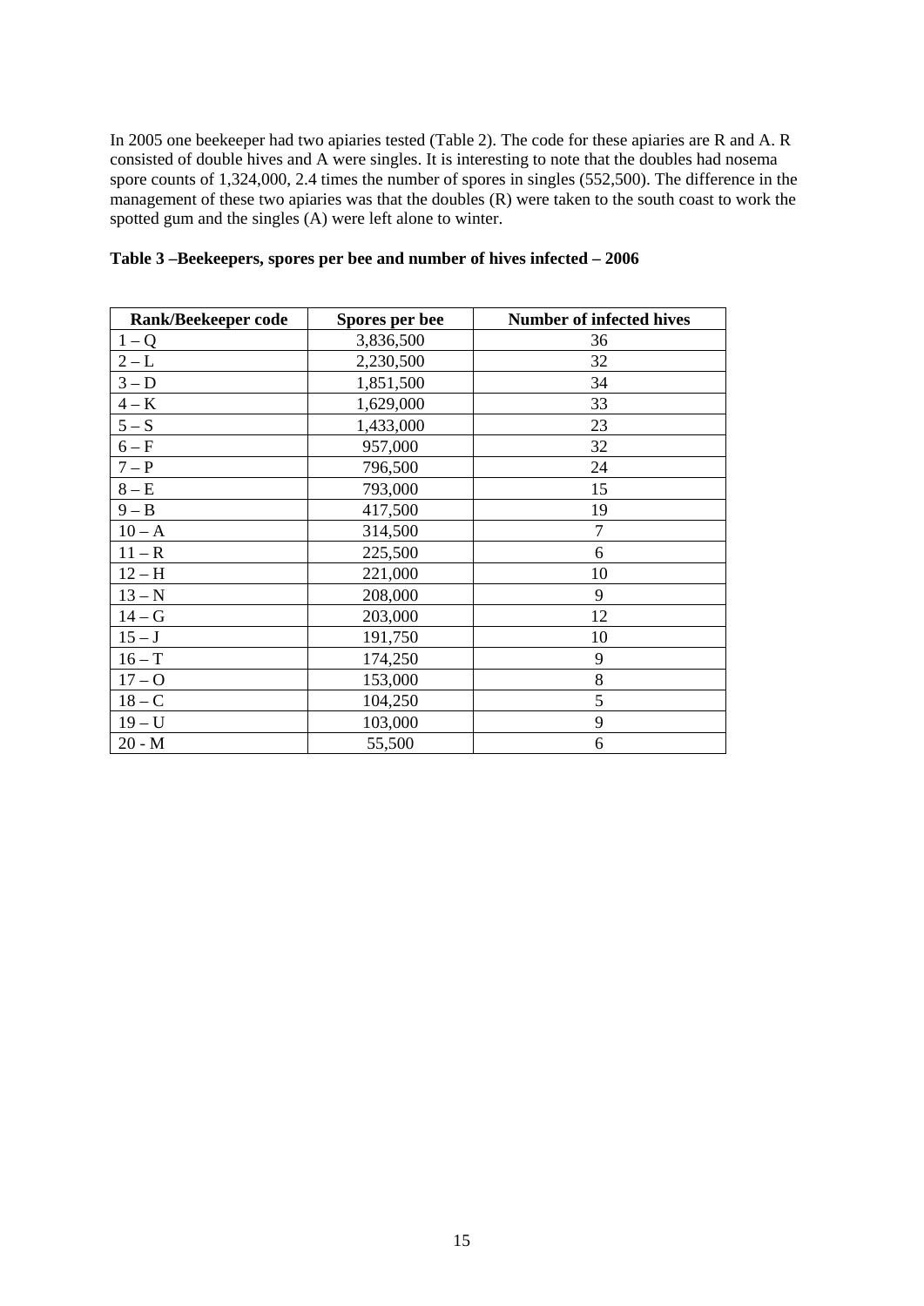In 2005 one beekeeper had two apiaries tested (Table 2). The code for these apiaries are R and A. R consisted of double hives and A were singles. It is interesting to note that the doubles had nosema spore counts of 1,324,000, 2.4 times the number of spores in singles (552,500). The difference in the management of these two apiaries was that the doubles (R) were taken to the south coast to work the spotted gum and the singles (A) were left alone to winter.

**Table 3 –Beekeepers, spores per bee and number of hives infected – 2006**

| Rank/Beekeeper code | Spores per bee | Number of infected hives |
|---|---|---|
| 1 – Q | 3,836,500 | 36 |
| 2 – L | 2,230,500 | 32 |
| 3 – D | 1,851,500 | 34 |
| 4 – K | 1,629,000 | 33 |
| 5 – S | 1,433,000 | 23 |
| 6 – F | 957,000 | 32 |
| 7 – P | 796,500 | 24 |
| 8 – E | 793,000 | 15 |
| 9 – B | 417,500 | 19 |
| 10 – A | 314,500 | 7 |
| 11 – R | 225,500 | 6 |
| 12 – H | 221,000 | 10 |
| 13 – N | 208,000 | 9 |
| 14 – G | 203,000 | 12 |
| 15 – J | 191,750 | 10 |
| 16 – T | 174,250 | 9 |
| 17 – O | 153,000 | 8 |
| 18 – C | 104,250 | 5 |
| 19 – U | 103,000 | 9 |
| 20 - M | 55,500 | 6 |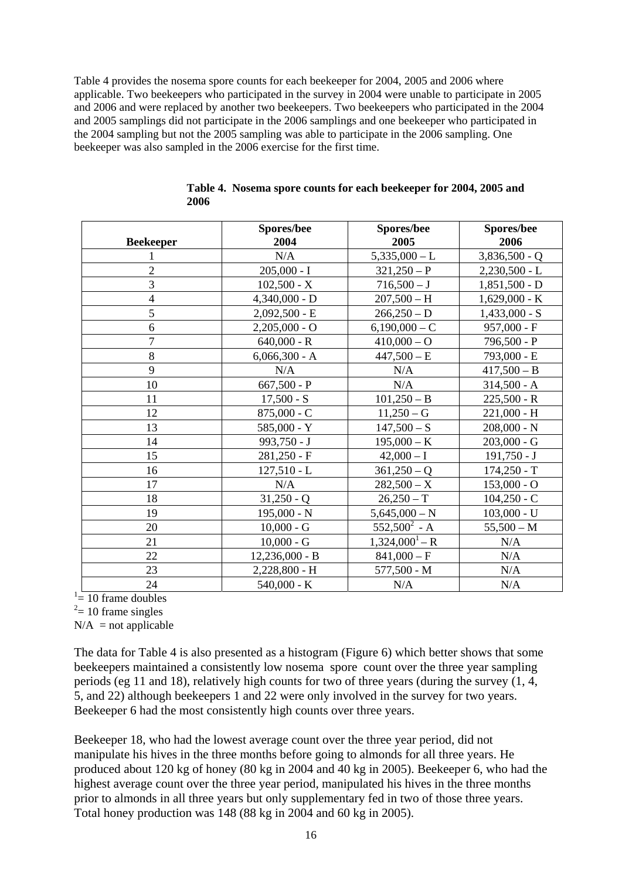Table 4 provides the nosema spore counts for each beekeeper for 2004, 2005 and 2006 where applicable. Two beekeepers who participated in the survey in 2004 were unable to participate in 2005 and 2006 and were replaced by another two beekeepers. Two beekeepers who participated in the 2004 and 2005 samplings did not participate in the 2006 samplings and one beekeeper who participated in the 2004 sampling but not the 2005 sampling was able to participate in the 2006 sampling. One beekeeper was also sampled in the 2006 exercise for the first time.

**Table 4. Nosema spore counts for each beekeeper for 2004, 2005 and 2006**

| Beekeeper | Spores/bee 2004 | Spores/bee 2005 | Spores/bee 2006 |
|---|---|---|---|
| 1 | N/A | 5,335,000 – L | 3,836,500 - Q |
| 2 | 205,000 - I | 321,250 – P | 2,230,500 - L |
| 3 | 102,500 - X | 716,500 – J | 1,851,500 - D |
| 4 | 4,340,000 - D | 207,500 – H | 1,629,000 - K |
| 5 | 2,092,500 - E | 266,250 – D | 1,433,000 - S |
| 6 | 2,205,000 - O | 6,190,000 – C | 957,000 - F |
| 7 | 640,000 - R | 410,000 – O | 796,500 - P |
| 8 | 6,066,300 - A | 447,500 – E | 793,000 - E |
| 9 | N/A | N/A | 417,500 – B |
| 10 | 667,500 - P | N/A | 314,500 - A |
| 11 | 17,500 - S | 101,250 – B | 225,500 - R |
| 12 | 875,000 - C | 11,250 – G | 221,000 - H |
| 13 | 585,000 - Y | 147,500 – S | 208,000 - N |
| 14 | 993,750 - J | 195,000 – K | 203,000 - G |
| 15 | 281,250 - F | 42,000 – I | 191,750 - J |
| 16 | 127,510 - L | 361,250 – Q | 174,250 - T |
| 17 | N/A | 282,500 – X | 153,000 - O |
| 18 | 31,250 - Q | 26,250 – T | 104,250 - C |
| 19 | 195,000 - N | 5,645,000 – N | 103,000 - U |
| 20 | 10,000 - G | 552,500[2] - A | 55,500 – M |
| 21 | 10,000 - G | 1,324,000[1] – R | N/A |
| 22 | 12,236,000 - B | 841,000 – F | N/A |
| 23 | 2,228,800 - H | 577,500 - M | N/A |
| 24 | 540,000 - K | N/A | N/A |

[1]= 10 frame doubles
[2]= 10 frame singles
N/A = not applicable

The data for Table 4 is also presented as a histogram (Figure 6) which better shows that some beekeepers maintained a consistently low nosema spore count over the three year sampling periods (eg 11 and 18), relatively high counts for two of three years (during the survey (1, 4, 5, and 22) although beekeepers 1 and 22 were only involved in the survey for two years. Beekeeper 6 had the most consistently high counts over three years.

Beekeeper 18, who had the lowest average count over the three year period, did not manipulate his hives in the three months before going to almonds for all three years. He produced about 120 kg of honey (80 kg in 2004 and 40 kg in 2005). Beekeeper 6, who had the highest average count over the three year period, manipulated his hives in the three months prior to almonds in all three years but only supplementary fed in two of those three years. Total honey production was 148 (88 kg in 2004 and 60 kg in 2005).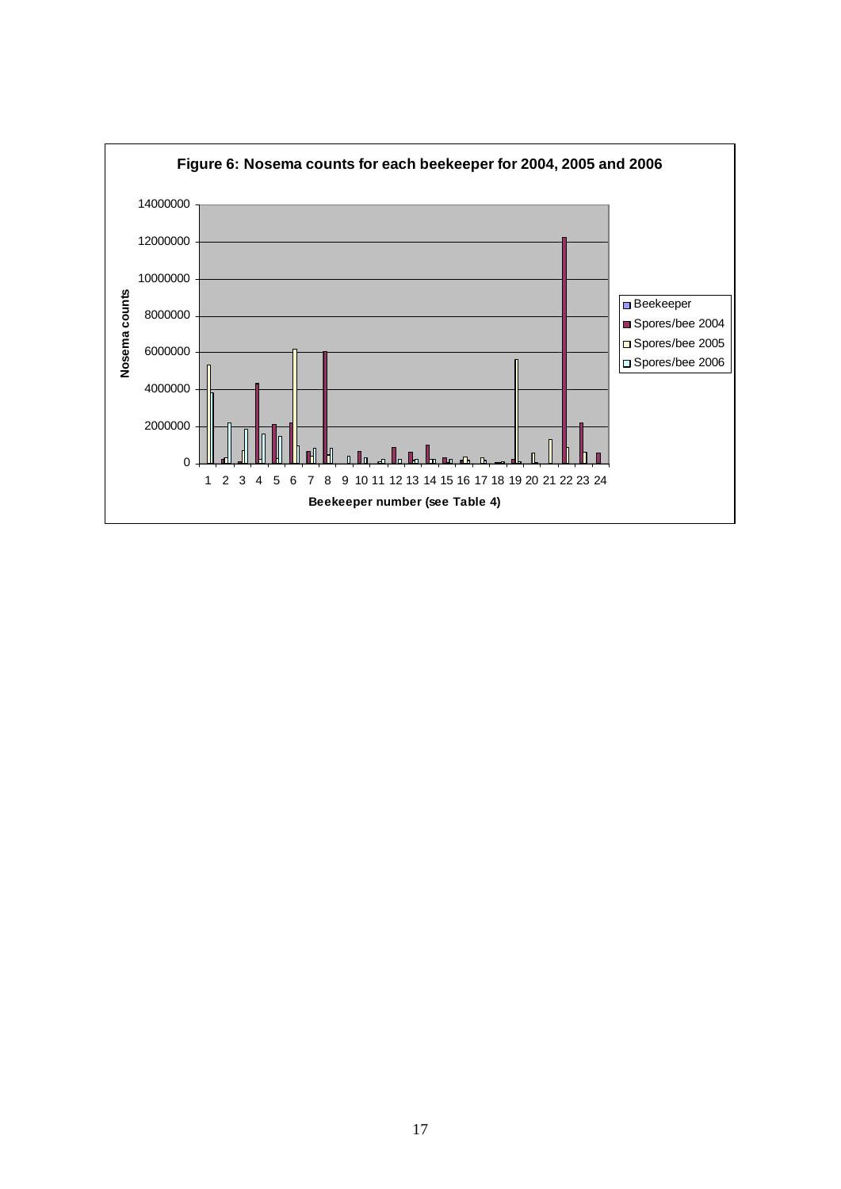**Figure 6: Nosema counts for each beekeeper for 2004, 2005 and 2006**

Nosema counts

14000000
12000000
10000000
8000000
6000000
4000000
2000000
0

1 2 3 4 5 6 7 8 9 10 11 12 13 14 15 16 17 18 19 20 21 22 23 24

**Beekeeper number (see Table 4)**

- Beekeeper
- Spores/bee 2004
- Spores/bee 2005
- Spores/bee 2006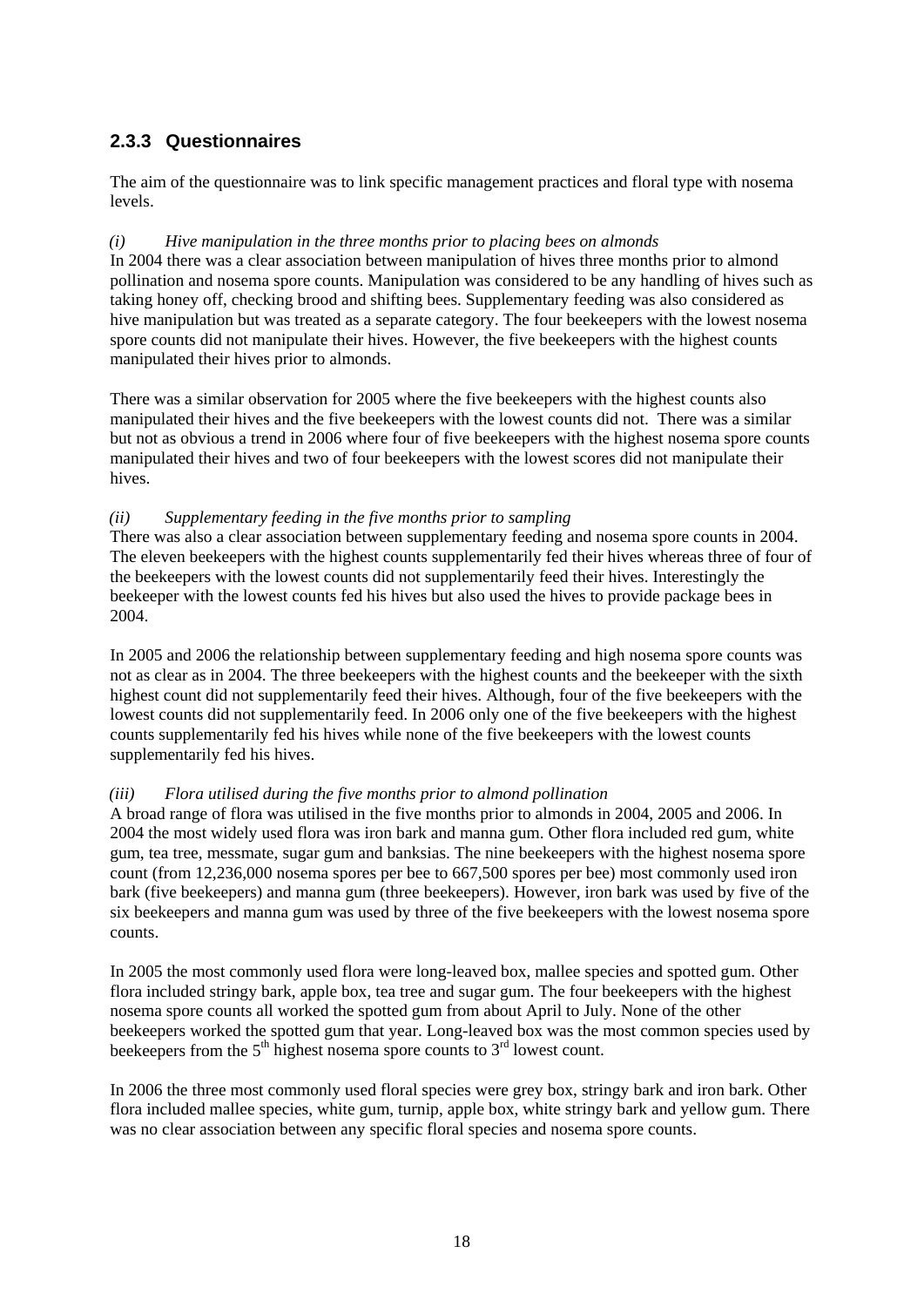### 2.3.3 Questionnaires

The aim of the questionnaire was to link specific management practices and floral type with nosema levels.

*(i) Hive manipulation in the three months prior to placing bees on almonds*

In 2004 there was a clear association between manipulation of hives three months prior to almond pollination and nosema spore counts. Manipulation was considered to be any handling of hives such as taking honey off, checking brood and shifting bees. Supplementary feeding was also considered as hive manipulation but was treated as a separate category. The four beekeepers with the lowest nosema spore counts did not manipulate their hives. However, the five beekeepers with the highest counts manipulated their hives prior to almonds.

There was a similar observation for 2005 where the five beekeepers with the highest counts also manipulated their hives and the five beekeepers with the lowest counts did not. There was a similar but not as obvious a trend in 2006 where four of five beekeepers with the highest nosema spore counts manipulated their hives and two of four beekeepers with the lowest scores did not manipulate their hives.

*(ii) Supplementary feeding in the five months prior to sampling*

There was also a clear association between supplementary feeding and nosema spore counts in 2004. The eleven beekeepers with the highest counts supplementarily fed their hives whereas three of four of the beekeepers with the lowest counts did not supplementarily feed their hives. Interestingly the beekeeper with the lowest counts fed his hives but also used the hives to provide package bees in 2004.

In 2005 and 2006 the relationship between supplementary feeding and high nosema spore counts was not as clear as in 2004. The three beekeepers with the highest counts and the beekeeper with the sixth highest count did not supplementarily feed their hives. Although, four of the five beekeepers with the lowest counts did not supplementarily feed. In 2006 only one of the five beekeepers with the highest counts supplementarily fed his hives while none of the five beekeepers with the lowest counts supplementarily fed his hives.

*(iii) Flora utilised during the five months prior to almond pollination*

A broad range of flora was utilised in the five months prior to almonds in 2004, 2005 and 2006. In 2004 the most widely used flora was iron bark and manna gum. Other flora included red gum, white gum, tea tree, messmate, sugar gum and banksias. The nine beekeepers with the highest nosema spore count (from 12,236,000 nosema spores per bee to 667,500 spores per bee) most commonly used iron bark (five beekeepers) and manna gum (three beekeepers). However, iron bark was used by five of the six beekeepers and manna gum was used by three of the five beekeepers with the lowest nosema spore counts.

In 2005 the most commonly used flora were long-leaved box, mallee species and spotted gum. Other flora included stringy bark, apple box, tea tree and sugar gum. The four beekeepers with the highest nosema spore counts all worked the spotted gum from about April to July. None of the other beekeepers worked the spotted gum that year. Long-leaved box was the most common species used by beekeepers from the 5th highest nosema spore counts to 3rd lowest count.

In 2006 the three most commonly used floral species were grey box, stringy bark and iron bark. Other flora included mallee species, white gum, turnip, apple box, white stringy bark and yellow gum. There was no clear association between any specific floral species and nosema spore counts.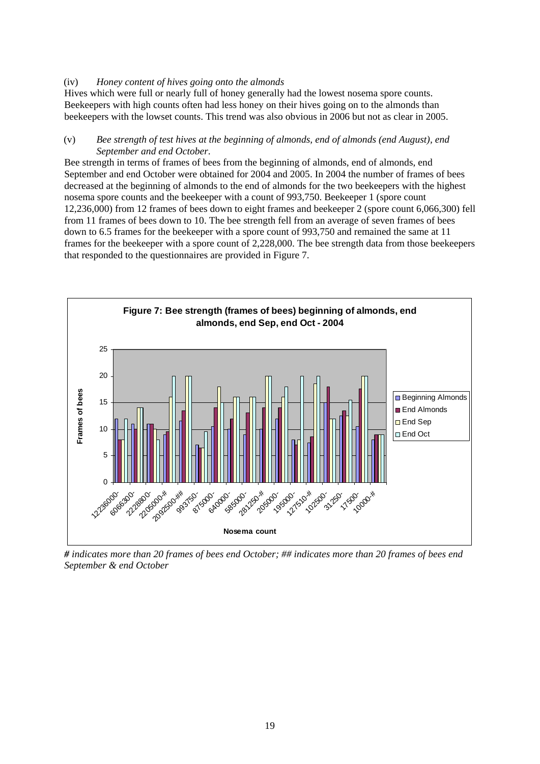(iv) *Honey content of hives going onto the almonds*

Hives which were full or nearly full of honey generally had the lowest nosema spore counts. Beekeepers with high counts often had less honey on their hives going on to the almonds than beekeepers with the lowset counts. This trend was also obvious in 2006 but not as clear in 2005.

(v) *Bee strength of test hives at the beginning of almonds, end of almonds (end August), end September and end October.*

Bee strength in terms of frames of bees from the beginning of almonds, end of almonds, end September and end October were obtained for 2004 and 2005. In 2004 the number of frames of bees decreased at the beginning of almonds to the end of almonds for the two beekeepers with the highest nosema spore counts and the beekeeper with a count of 993,750. Beekeeper 1 (spore count 12,236,000) from 12 frames of bees down to eight frames and beekeeper 2 (spore count 6,066,300) fell from 11 frames of bees down to 10. The bee strength fell from an average of seven frames of bees down to 6.5 frames for the beekeeper with a spore count of 993,750 and remained the same at 11 frames for the beekeeper with a spore count of 2,228,000. The bee strength data from those beekeepers that responded to the questionnaires are provided in Figure 7.

**Figure 7: Bee strength (frames of bees) beginning of almonds, end almonds, end Sep, end Oct - 2004**

*# indicates more than 20 frames of bees end October; ## indicates more than 20 frames of bees end September & end October*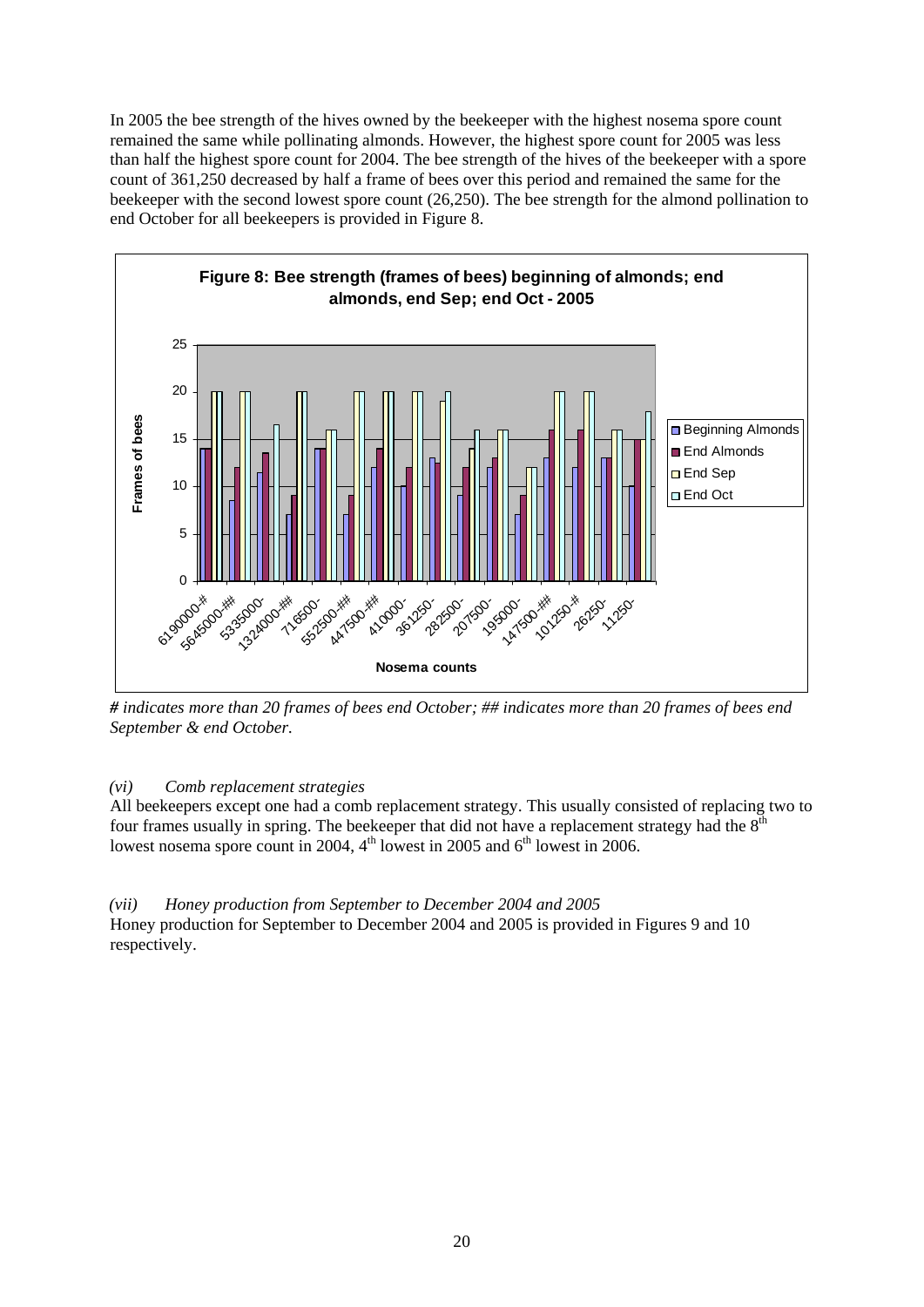In 2005 the bee strength of the hives owned by the beekeeper with the highest nosema spore count remained the same while pollinating almonds. However, the highest spore count for 2005 was less than half the highest spore count for 2004. The bee strength of the hives of the beekeeper with a spore count of 361,250 decreased by half a frame of bees over this period and remained the same for the beekeeper with the second lowest spore count (26,250). The bee strength for the almond pollination to end October for all beekeepers is provided in Figure 8.

**Figure 8: Bee strength (frames of bees) beginning of almonds; end almonds, end Sep; end Oct - 2005**

*# indicates more than 20 frames of bees end October; ## indicates more than 20 frames of bees end September & end October.*

*(vi) Comb replacement strategies*

All beekeepers except one had a comb replacement strategy. This usually consisted of replacing two to four frames usually in spring. The beekeeper that did not have a replacement strategy had the 8th lowest nosema spore count in 2004, 4th lowest in 2005 and 6th lowest in 2006.

*(vii) Honey production from September to December 2004 and 2005*

Honey production for September to December 2004 and 2005 is provided in Figures 9 and 10 respectively.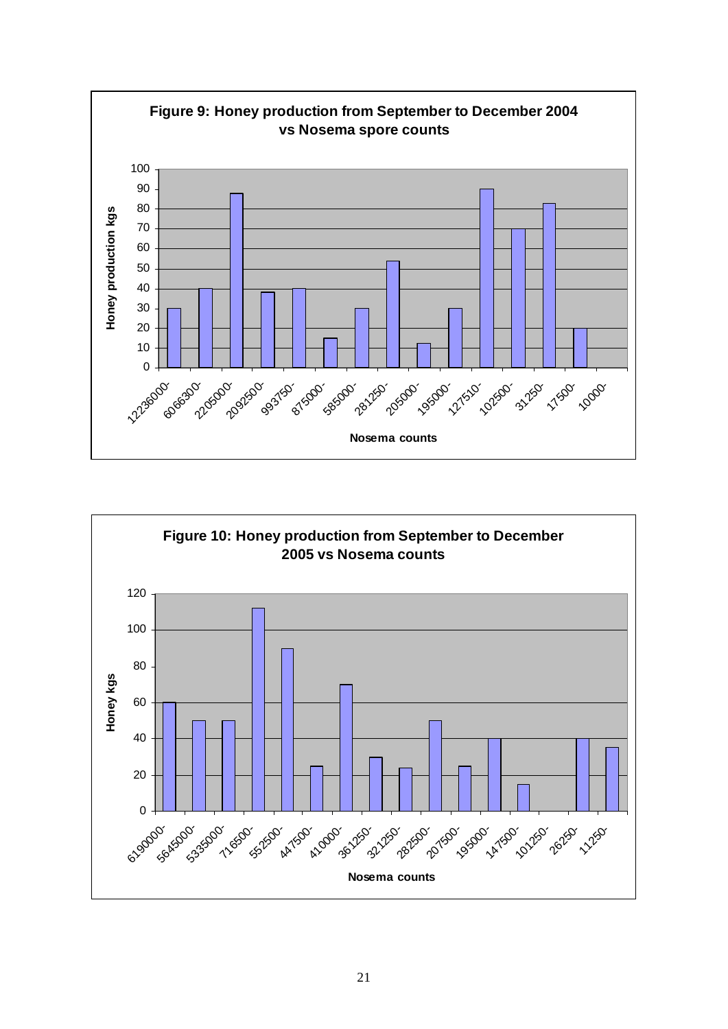**Figure 9: Honey production from September to December 2004 vs Nosema spore counts**

**Figure 10: Honey production from September to December 2005 vs Nosema counts**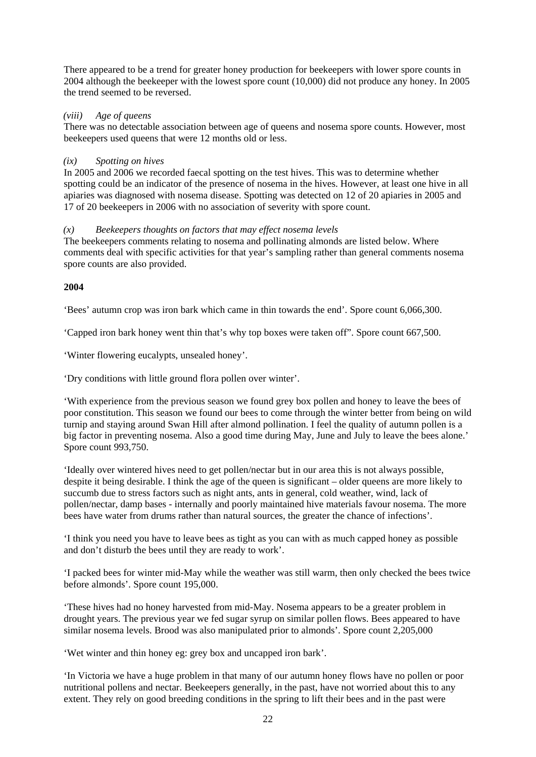There appeared to be a trend for greater honey production for beekeepers with lower spore counts in 2004 although the beekeeper with the lowest spore count (10,000) did not produce any honey. In 2005 the trend seemed to be reversed.

*(viii) Age of queens*

There was no detectable association between age of queens and nosema spore counts. However, most beekeepers used queens that were 12 months old or less.

*(ix) Spotting on hives*

In 2005 and 2006 we recorded faecal spotting on the test hives. This was to determine whether spotting could be an indicator of the presence of nosema in the hives. However, at least one hive in all apiaries was diagnosed with nosema disease. Spotting was detected on 12 of 20 apiaries in 2005 and 17 of 20 beekeepers in 2006 with no association of severity with spore count.

*(x) Beekeepers thoughts on factors that may effect nosema levels*

The beekeepers comments relating to nosema and pollinating almonds are listed below. Where comments deal with specific activities for that year's sampling rather than general comments nosema spore counts are also provided.

**2004**

'Bees' autumn crop was iron bark which came in thin towards the end'. Spore count 6,066,300.

'Capped iron bark honey went thin that's why top boxes were taken off". Spore count 667,500.

'Winter flowering eucalypts, unsealed honey'.

'Dry conditions with little ground flora pollen over winter'.

'With experience from the previous season we found grey box pollen and honey to leave the bees of poor constitution. This season we found our bees to come through the winter better from being on wild turnip and staying around Swan Hill after almond pollination. I feel the quality of autumn pollen is a big factor in preventing nosema. Also a good time during May, June and July to leave the bees alone.' Spore count 993,750.

'Ideally over wintered hives need to get pollen/nectar but in our area this is not always possible, despite it being desirable. I think the age of the queen is significant – older queens are more likely to succumb due to stress factors such as night ants, ants in general, cold weather, wind, lack of pollen/nectar, damp bases - internally and poorly maintained hive materials favour nosema. The more bees have water from drums rather than natural sources, the greater the chance of infections'.

'I think you need you have to leave bees as tight as you can with as much capped honey as possible and don't disturb the bees until they are ready to work'.

'I packed bees for winter mid-May while the weather was still warm, then only checked the bees twice before almonds'. Spore count 195,000.

'These hives had no honey harvested from mid-May. Nosema appears to be a greater problem in drought years. The previous year we fed sugar syrup on similar pollen flows. Bees appeared to have similar nosema levels. Brood was also manipulated prior to almonds'. Spore count 2,205,000

'Wet winter and thin honey eg: grey box and uncapped iron bark'.

'In Victoria we have a huge problem in that many of our autumn honey flows have no pollen or poor nutritional pollens and nectar. Beekeepers generally, in the past, have not worried about this to any extent. They rely on good breeding conditions in the spring to lift their bees and in the past were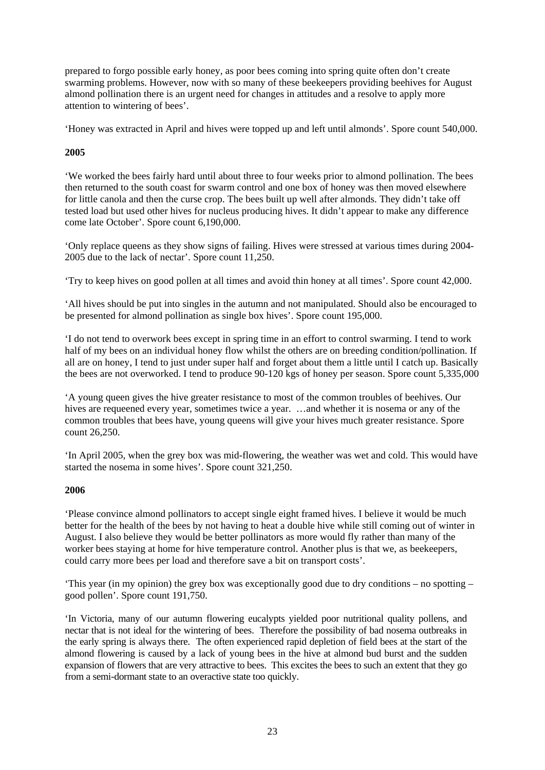prepared to forgo possible early honey, as poor bees coming into spring quite often don't create swarming problems. However, now with so many of these beekeepers providing beehives for August almond pollination there is an urgent need for changes in attitudes and a resolve to apply more attention to wintering of bees'.

'Honey was extracted in April and hives were topped up and left until almonds'. Spore count 540,000.

**2005**

'We worked the bees fairly hard until about three to four weeks prior to almond pollination. The bees then returned to the south coast for swarm control and one box of honey was then moved elsewhere for little canola and then the curse crop. The bees built up well after almonds. They didn't take off tested load but used other hives for nucleus producing hives. It didn't appear to make any difference come late October'. Spore count 6,190,000.

'Only replace queens as they show signs of failing. Hives were stressed at various times during 2004-2005 due to the lack of nectar'. Spore count 11,250.

'Try to keep hives on good pollen at all times and avoid thin honey at all times'. Spore count 42,000.

'All hives should be put into singles in the autumn and not manipulated. Should also be encouraged to be presented for almond pollination as single box hives'. Spore count 195,000.

'I do not tend to overwork bees except in spring time in an effort to control swarming. I tend to work half of my bees on an individual honey flow whilst the others are on breeding condition/pollination. If all are on honey, I tend to just under super half and forget about them a little until I catch up. Basically the bees are not overworked. I tend to produce 90-120 kgs of honey per season. Spore count 5,335,000

'A young queen gives the hive greater resistance to most of the common troubles of beehives. Our hives are requeened every year, sometimes twice a year. …and whether it is nosema or any of the common troubles that bees have, young queens will give your hives much greater resistance. Spore count 26,250.

'In April 2005, when the grey box was mid-flowering, the weather was wet and cold. This would have started the nosema in some hives'. Spore count 321,250.

**2006**

'Please convince almond pollinators to accept single eight framed hives. I believe it would be much better for the health of the bees by not having to heat a double hive while still coming out of winter in August. I also believe they would be better pollinators as more would fly rather than many of the worker bees staying at home for hive temperature control. Another plus is that we, as beekeepers, could carry more bees per load and therefore save a bit on transport costs'.

'This year (in my opinion) the grey box was exceptionally good due to dry conditions – no spotting – good pollen'. Spore count 191,750.

'In Victoria, many of our autumn flowering eucalypts yielded poor nutritional quality pollens, and nectar that is not ideal for the wintering of bees. Therefore the possibility of bad nosema outbreaks in the early spring is always there. The often experienced rapid depletion of field bees at the start of the almond flowering is caused by a lack of young bees in the hive at almond bud burst and the sudden expansion of flowers that are very attractive to bees. This excites the bees to such an extent that they go from a semi-dormant state to an overactive state too quickly.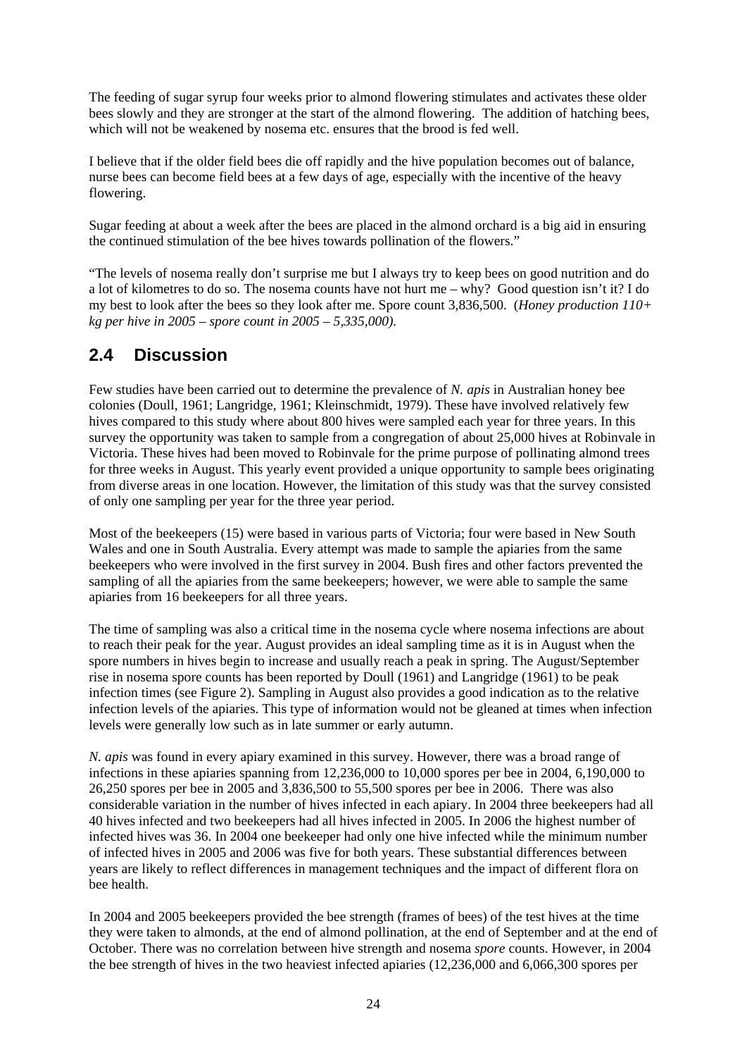The feeding of sugar syrup four weeks prior to almond flowering stimulates and activates these older bees slowly and they are stronger at the start of the almond flowering. The addition of hatching bees, which will not be weakened by nosema etc. ensures that the brood is fed well.

I believe that if the older field bees die off rapidly and the hive population becomes out of balance, nurse bees can become field bees at a few days of age, especially with the incentive of the heavy flowering.

Sugar feeding at about a week after the bees are placed in the almond orchard is a big aid in ensuring the continued stimulation of the bee hives towards pollination of the flowers."

"The levels of nosema really don't surprise me but I always try to keep bees on good nutrition and do a lot of kilometres to do so. The nosema counts have not hurt me – why? Good question isn't it? I do my best to look after the bees so they look after me. Spore count 3,836,500. (*Honey production 110+ kg per hive in 2005 – spore count in 2005 – 5,335,000).*

## 2.4 Discussion

Few studies have been carried out to determine the prevalence of *N. apis* in Australian honey bee colonies (Doull, 1961; Langridge, 1961; Kleinschmidt, 1979). These have involved relatively few hives compared to this study where about 800 hives were sampled each year for three years. In this survey the opportunity was taken to sample from a congregation of about 25,000 hives at Robinvale in Victoria. These hives had been moved to Robinvale for the prime purpose of pollinating almond trees for three weeks in August. This yearly event provided a unique opportunity to sample bees originating from diverse areas in one location. However, the limitation of this study was that the survey consisted of only one sampling per year for the three year period.

Most of the beekeepers (15) were based in various parts of Victoria; four were based in New South Wales and one in South Australia. Every attempt was made to sample the apiaries from the same beekeepers who were involved in the first survey in 2004. Bush fires and other factors prevented the sampling of all the apiaries from the same beekeepers; however, we were able to sample the same apiaries from 16 beekeepers for all three years.

The time of sampling was also a critical time in the nosema cycle where nosema infections are about to reach their peak for the year. August provides an ideal sampling time as it is in August when the spore numbers in hives begin to increase and usually reach a peak in spring. The August/September rise in nosema spore counts has been reported by Doull (1961) and Langridge (1961) to be peak infection times (see Figure 2). Sampling in August also provides a good indication as to the relative infection levels of the apiaries. This type of information would not be gleaned at times when infection levels were generally low such as in late summer or early autumn.

*N. apis* was found in every apiary examined in this survey. However, there was a broad range of infections in these apiaries spanning from 12,236,000 to 10,000 spores per bee in 2004, 6,190,000 to 26,250 spores per bee in 2005 and 3,836,500 to 55,500 spores per bee in 2006. There was also considerable variation in the number of hives infected in each apiary. In 2004 three beekeepers had all 40 hives infected and two beekeepers had all hives infected in 2005. In 2006 the highest number of infected hives was 36. In 2004 one beekeeper had only one hive infected while the minimum number of infected hives in 2005 and 2006 was five for both years. These substantial differences between years are likely to reflect differences in management techniques and the impact of different flora on bee health.

In 2004 and 2005 beekeepers provided the bee strength (frames of bees) of the test hives at the time they were taken to almonds, at the end of almond pollination, at the end of September and at the end of October. There was no correlation between hive strength and nosema *spore* counts. However, in 2004 the bee strength of hives in the two heaviest infected apiaries (12,236,000 and 6,066,300 spores per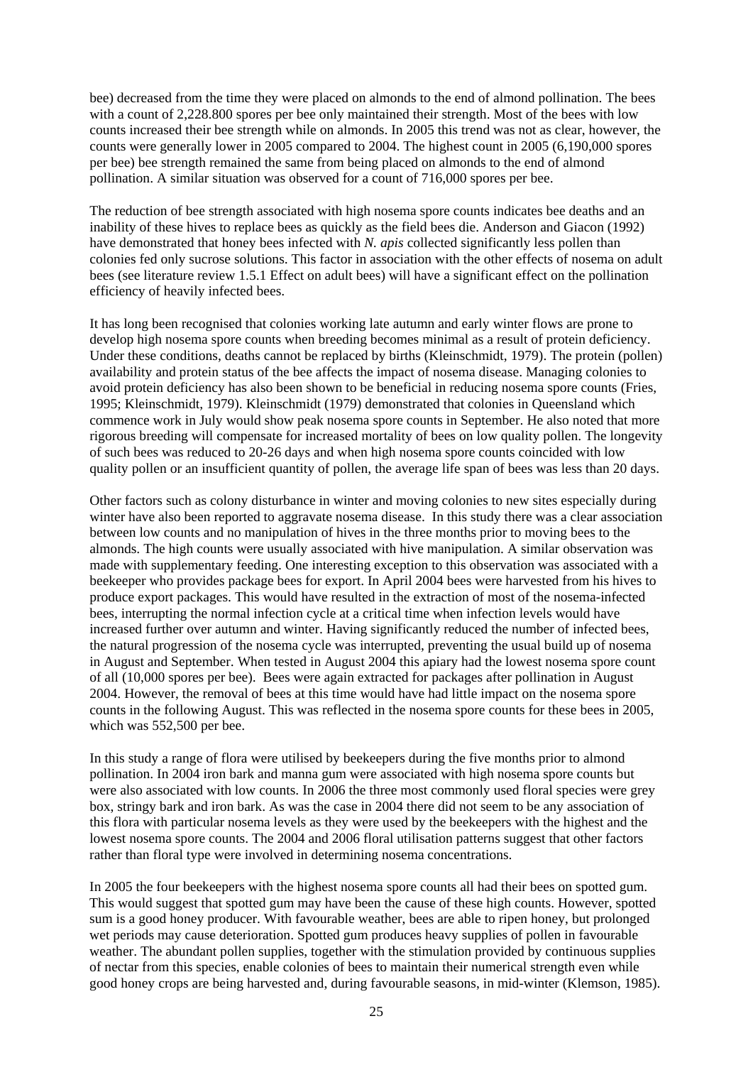bee) decreased from the time they were placed on almonds to the end of almond pollination. The bees with a count of 2,228.800 spores per bee only maintained their strength. Most of the bees with low counts increased their bee strength while on almonds. In 2005 this trend was not as clear, however, the counts were generally lower in 2005 compared to 2004. The highest count in 2005 (6,190,000 spores per bee) bee strength remained the same from being placed on almonds to the end of almond pollination. A similar situation was observed for a count of 716,000 spores per bee.

The reduction of bee strength associated with high nosema spore counts indicates bee deaths and an inability of these hives to replace bees as quickly as the field bees die. Anderson and Giacon (1992) have demonstrated that honey bees infected with *N. apis* collected significantly less pollen than colonies fed only sucrose solutions. This factor in association with the other effects of nosema on adult bees (see literature review 1.5.1 Effect on adult bees) will have a significant effect on the pollination efficiency of heavily infected bees.

It has long been recognised that colonies working late autumn and early winter flows are prone to develop high nosema spore counts when breeding becomes minimal as a result of protein deficiency. Under these conditions, deaths cannot be replaced by births (Kleinschmidt, 1979). The protein (pollen) availability and protein status of the bee affects the impact of nosema disease. Managing colonies to avoid protein deficiency has also been shown to be beneficial in reducing nosema spore counts (Fries, 1995; Kleinschmidt, 1979). Kleinschmidt (1979) demonstrated that colonies in Queensland which commence work in July would show peak nosema spore counts in September. He also noted that more rigorous breeding will compensate for increased mortality of bees on low quality pollen. The longevity of such bees was reduced to 20-26 days and when high nosema spore counts coincided with low quality pollen or an insufficient quantity of pollen, the average life span of bees was less than 20 days.

Other factors such as colony disturbance in winter and moving colonies to new sites especially during winter have also been reported to aggravate nosema disease. In this study there was a clear association between low counts and no manipulation of hives in the three months prior to moving bees to the almonds. The high counts were usually associated with hive manipulation. A similar observation was made with supplementary feeding. One interesting exception to this observation was associated with a beekeeper who provides package bees for export. In April 2004 bees were harvested from his hives to produce export packages. This would have resulted in the extraction of most of the nosema-infected bees, interrupting the normal infection cycle at a critical time when infection levels would have increased further over autumn and winter. Having significantly reduced the number of infected bees, the natural progression of the nosema cycle was interrupted, preventing the usual build up of nosema in August and September. When tested in August 2004 this apiary had the lowest nosema spore count of all (10,000 spores per bee). Bees were again extracted for packages after pollination in August 2004. However, the removal of bees at this time would have had little impact on the nosema spore counts in the following August. This was reflected in the nosema spore counts for these bees in 2005, which was 552,500 per bee.

In this study a range of flora were utilised by beekeepers during the five months prior to almond pollination. In 2004 iron bark and manna gum were associated with high nosema spore counts but were also associated with low counts. In 2006 the three most commonly used floral species were grey box, stringy bark and iron bark. As was the case in 2004 there did not seem to be any association of this flora with particular nosema levels as they were used by the beekeepers with the highest and the lowest nosema spore counts. The 2004 and 2006 floral utilisation patterns suggest that other factors rather than floral type were involved in determining nosema concentrations.

In 2005 the four beekeepers with the highest nosema spore counts all had their bees on spotted gum. This would suggest that spotted gum may have been the cause of these high counts. However, spotted sum is a good honey producer. With favourable weather, bees are able to ripen honey, but prolonged wet periods may cause deterioration. Spotted gum produces heavy supplies of pollen in favourable weather. The abundant pollen supplies, together with the stimulation provided by continuous supplies of nectar from this species, enable colonies of bees to maintain their numerical strength even while good honey crops are being harvested and, during favourable seasons, in mid-winter (Klemson, 1985).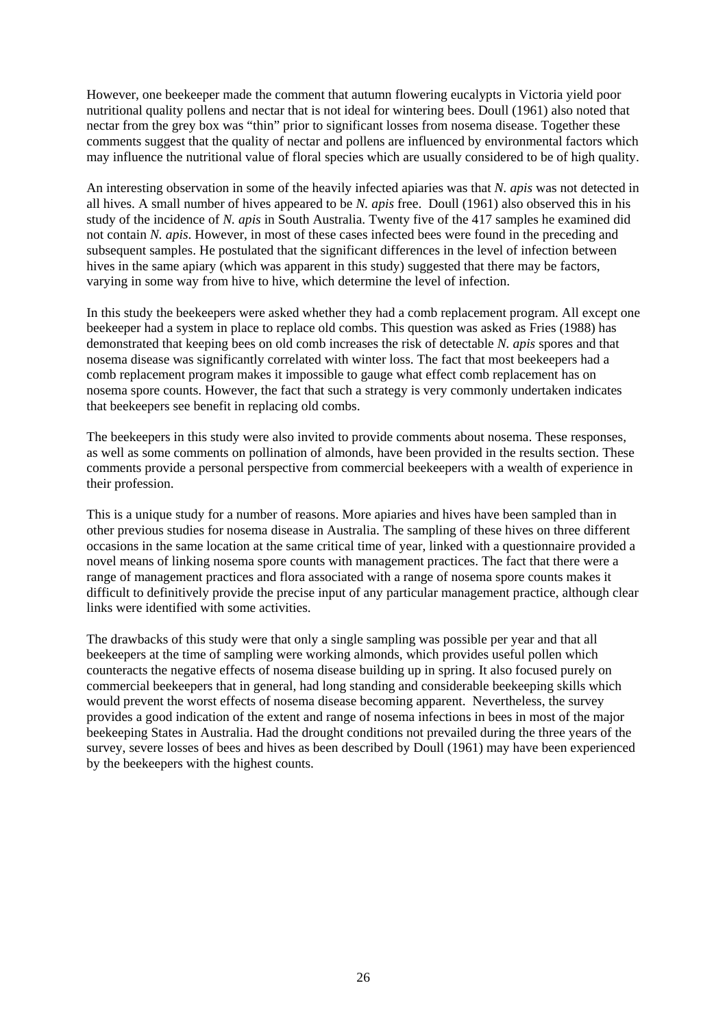However, one beekeeper made the comment that autumn flowering eucalypts in Victoria yield poor nutritional quality pollens and nectar that is not ideal for wintering bees. Doull (1961) also noted that nectar from the grey box was "thin" prior to significant losses from nosema disease. Together these comments suggest that the quality of nectar and pollens are influenced by environmental factors which may influence the nutritional value of floral species which are usually considered to be of high quality.

An interesting observation in some of the heavily infected apiaries was that *N. apis* was not detected in all hives. A small number of hives appeared to be *N. apis* free. Doull (1961) also observed this in his study of the incidence of *N. apis* in South Australia. Twenty five of the 417 samples he examined did not contain *N. apis*. However, in most of these cases infected bees were found in the preceding and subsequent samples. He postulated that the significant differences in the level of infection between hives in the same apiary (which was apparent in this study) suggested that there may be factors, varying in some way from hive to hive, which determine the level of infection.

In this study the beekeepers were asked whether they had a comb replacement program. All except one beekeeper had a system in place to replace old combs. This question was asked as Fries (1988) has demonstrated that keeping bees on old comb increases the risk of detectable *N. apis* spores and that nosema disease was significantly correlated with winter loss. The fact that most beekeepers had a comb replacement program makes it impossible to gauge what effect comb replacement has on nosema spore counts. However, the fact that such a strategy is very commonly undertaken indicates that beekeepers see benefit in replacing old combs.

The beekeepers in this study were also invited to provide comments about nosema. These responses, as well as some comments on pollination of almonds, have been provided in the results section. These comments provide a personal perspective from commercial beekeepers with a wealth of experience in their profession.

This is a unique study for a number of reasons. More apiaries and hives have been sampled than in other previous studies for nosema disease in Australia. The sampling of these hives on three different occasions in the same location at the same critical time of year, linked with a questionnaire provided a novel means of linking nosema spore counts with management practices. The fact that there were a range of management practices and flora associated with a range of nosema spore counts makes it difficult to definitively provide the precise input of any particular management practice, although clear links were identified with some activities.

The drawbacks of this study were that only a single sampling was possible per year and that all beekeepers at the time of sampling were working almonds, which provides useful pollen which counteracts the negative effects of nosema disease building up in spring. It also focused purely on commercial beekeepers that in general, had long standing and considerable beekeeping skills which would prevent the worst effects of nosema disease becoming apparent. Nevertheless, the survey provides a good indication of the extent and range of nosema infections in bees in most of the major beekeeping States in Australia. Had the drought conditions not prevailed during the three years of the survey, severe losses of bees and hives as been described by Doull (1961) may have been experienced by the beekeepers with the highest counts.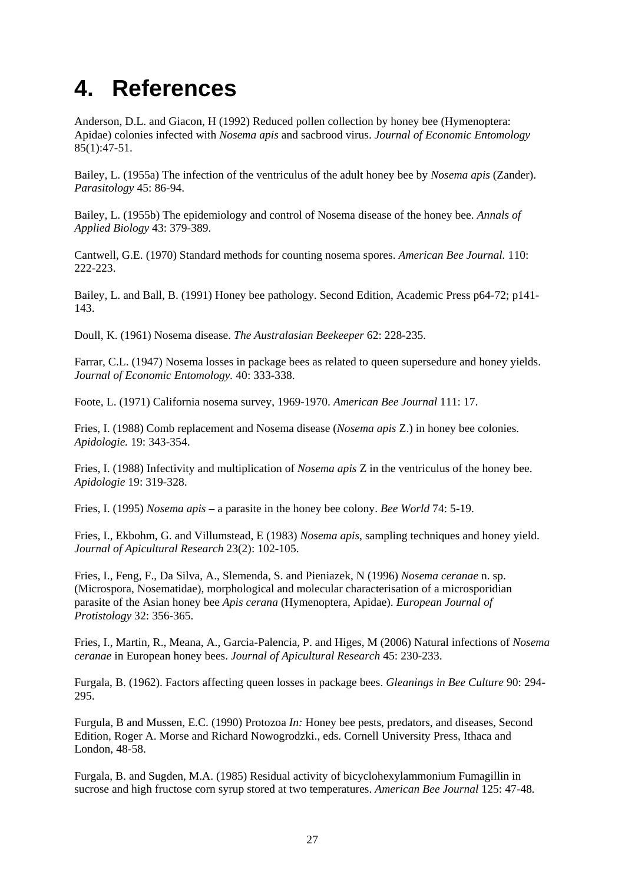# 4. References

Anderson, D.L. and Giacon, H (1992) Reduced pollen collection by honey bee (Hymenoptera: Apidae) colonies infected with *Nosema apis* and sacbrood virus. *Journal of Economic Entomology* 85(1):47-51.

Bailey, L. (1955a) The infection of the ventriculus of the adult honey bee by *Nosema apis* (Zander). *Parasitology* 45: 86-94.

Bailey, L. (1955b) The epidemiology and control of Nosema disease of the honey bee. *Annals of Applied Biology* 43: 379-389.

Cantwell, G.E. (1970) Standard methods for counting nosema spores. *American Bee Journal.* 110: 222-223.

Bailey, L. and Ball, B. (1991) Honey bee pathology. Second Edition, Academic Press p64-72; p141-143.

Doull, K. (1961) Nosema disease. *The Australasian Beekeeper* 62: 228-235.

Farrar, C.L. (1947) Nosema losses in package bees as related to queen supersedure and honey yields. *Journal of Economic Entomology.* 40: 333-338.

Foote, L. (1971) California nosema survey, 1969-1970. *American Bee Journal* 111: 17.

Fries, I. (1988) Comb replacement and Nosema disease (*Nosema apis* Z.) in honey bee colonies. *Apidologie.* 19: 343-354.

Fries, I. (1988) Infectivity and multiplication of *Nosema apis* Z in the ventriculus of the honey bee. *Apidologie* 19: 319-328.

Fries, I. (1995) *Nosema apis* – a parasite in the honey bee colony. *Bee World* 74: 5-19.

Fries, I., Ekbohm, G. and Villumstead, E (1983) *Nosema apis*, sampling techniques and honey yield. *Journal of Apicultural Research* 23(2): 102-105.

Fries, I., Feng, F., Da Silva, A., Slemenda, S. and Pieniazek, N (1996) *Nosema ceranae* n. sp. (Microspora, Nosematidae), morphological and molecular characterisation of a microsporidian parasite of the Asian honey bee *Apis cerana* (Hymenoptera, Apidae). *European Journal of Protistology* 32: 356-365.

Fries, I., Martin, R., Meana, A., Garcia-Palencia, P. and Higes, M (2006) Natural infections of *Nosema ceranae* in European honey bees. *Journal of Apicultural Research* 45: 230-233.

Furgala, B. (1962). Factors affecting queen losses in package bees. *Gleanings in Bee Culture* 90: 294-295.

Furgula, B and Mussen, E.C. (1990) Protozoa *In:* Honey bee pests, predators, and diseases, Second Edition, Roger A. Morse and Richard Nowogrodzki., eds. Cornell University Press, Ithaca and London, 48-58.

Furgala, B. and Sugden, M.A. (1985) Residual activity of bicyclohexylammonium Fumagillin in sucrose and high fructose corn syrup stored at two temperatures. *American Bee Journal* 125: 47-48.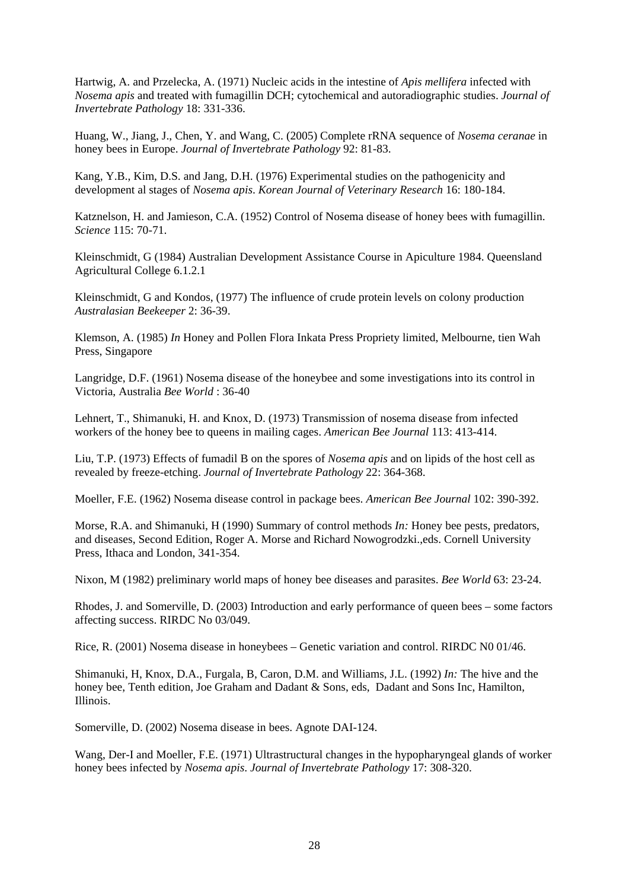Hartwig, A. and Przelecka, A. (1971) Nucleic acids in the intestine of *Apis mellifera* infected with *Nosema apis* and treated with fumagillin DCH; cytochemical and autoradiographic studies. *Journal of Invertebrate Pathology* 18: 331-336.

Huang, W., Jiang, J., Chen, Y. and Wang, C. (2005) Complete rRNA sequence of *Nosema ceranae* in honey bees in Europe. *Journal of Invertebrate Pathology* 92: 81-83.

Kang, Y.B., Kim, D.S. and Jang, D.H. (1976) Experimental studies on the pathogenicity and development al stages of *Nosema apis*. *Korean Journal of Veterinary Research* 16: 180-184.

Katznelson, H. and Jamieson, C.A. (1952) Control of Nosema disease of honey bees with fumagillin. *Science* 115: 70-71.

Kleinschmidt, G (1984) Australian Development Assistance Course in Apiculture 1984. Queensland Agricultural College 6.1.2.1

Kleinschmidt, G and Kondos, (1977) The influence of crude protein levels on colony production *Australasian Beekeeper* 2: 36-39.

Klemson, A. (1985) *In* Honey and Pollen Flora Inkata Press Propriety limited, Melbourne, tien Wah Press, Singapore

Langridge, D.F. (1961) Nosema disease of the honeybee and some investigations into its control in Victoria, Australia *Bee World* : 36-40

Lehnert, T., Shimanuki, H. and Knox, D. (1973) Transmission of nosema disease from infected workers of the honey bee to queens in mailing cages. *American Bee Journal* 113: 413-414.

Liu, T.P. (1973) Effects of fumadil B on the spores of *Nosema apis* and on lipids of the host cell as revealed by freeze-etching. *Journal of Invertebrate Pathology* 22: 364-368.

Moeller, F.E. (1962) Nosema disease control in package bees. *American Bee Journal* 102: 390-392.

Morse, R.A. and Shimanuki, H (1990) Summary of control methods *In:* Honey bee pests, predators, and diseases, Second Edition, Roger A. Morse and Richard Nowogrodzki.,eds. Cornell University Press, Ithaca and London, 341-354.

Nixon, M (1982) preliminary world maps of honey bee diseases and parasites. *Bee World* 63: 23-24.

Rhodes, J. and Somerville, D. (2003) Introduction and early performance of queen bees – some factors affecting success. RIRDC No 03/049.

Rice, R. (2001) Nosema disease in honeybees – Genetic variation and control. RIRDC N0 01/46.

Shimanuki, H, Knox, D.A., Furgala, B, Caron, D.M. and Williams, J.L. (1992) *In:* The hive and the honey bee, Tenth edition, Joe Graham and Dadant & Sons, eds, Dadant and Sons Inc, Hamilton, Illinois.

Somerville, D. (2002) Nosema disease in bees. Agnote DAI-124.

Wang, Der-I and Moeller, F.E. (1971) Ultrastructural changes in the hypopharyngeal glands of worker honey bees infected by *Nosema apis*. *Journal of Invertebrate Pathology* 17: 308-320.